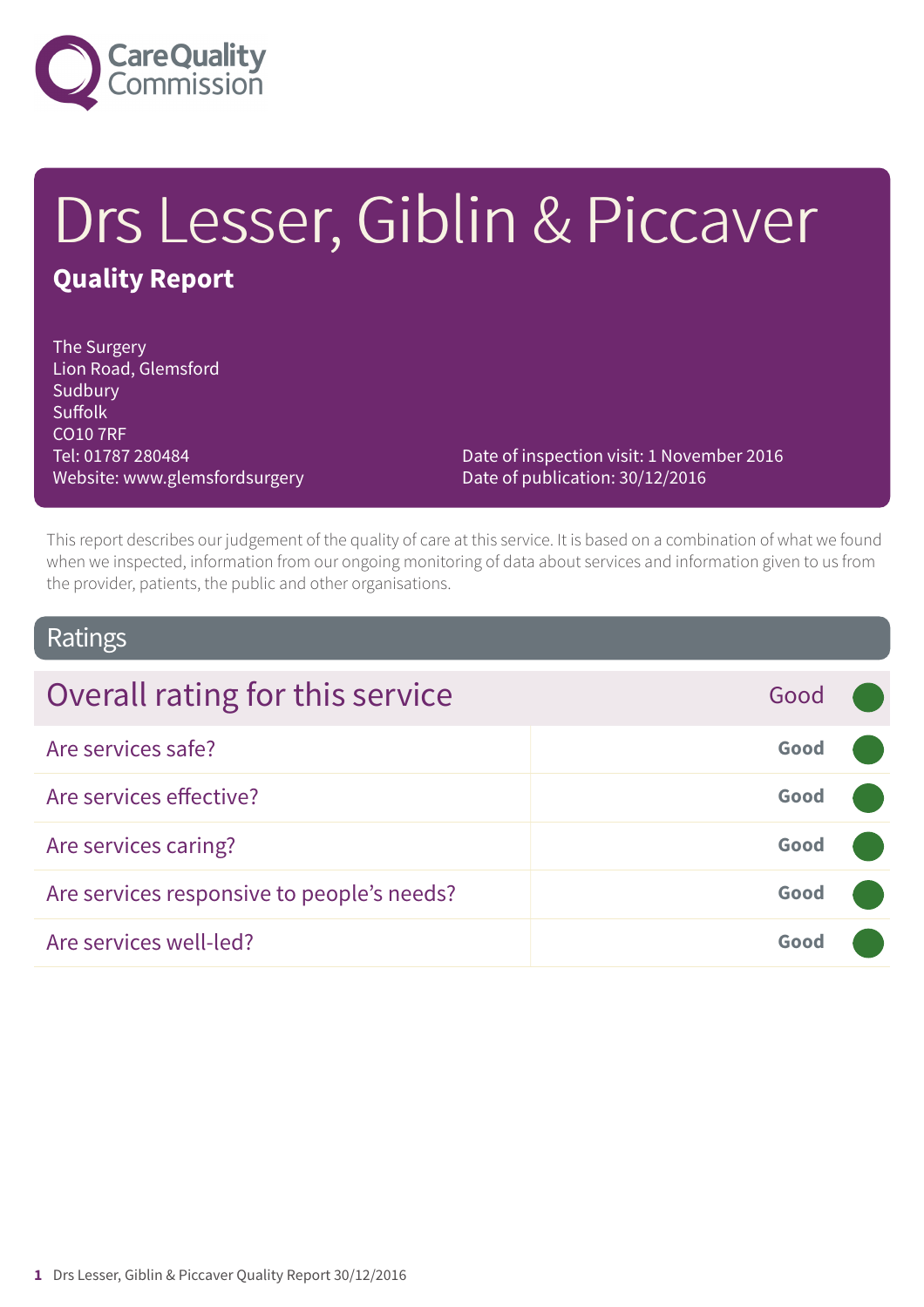Care Quality Commission

# Drs Lesser, Giblin & Piccaver

## Quality Report

The Surgery
Lion Road, Glemsford
Sudbury
Suffolk
CO10 7RF
Tel: 01787 280484
Website: www.glemsfordsurgery

Date of inspection visit: 1 November 2016
Date of publication: 30/12/2016

This report describes our judgement of the quality of care at this service. It is based on a combination of what we found when we inspected, information from our ongoing monitoring of data about services and information given to us from the provider, patients, the public and other organisations.

## Ratings

| | |
|---|---|
| **Overall rating for this service** | **Good** |
| Are services safe? | **Good** |
| Are services effective? | **Good** |
| Are services caring? | **Good** |
| Are services responsive to people's needs? | **Good** |
| Are services well-led? | **Good** |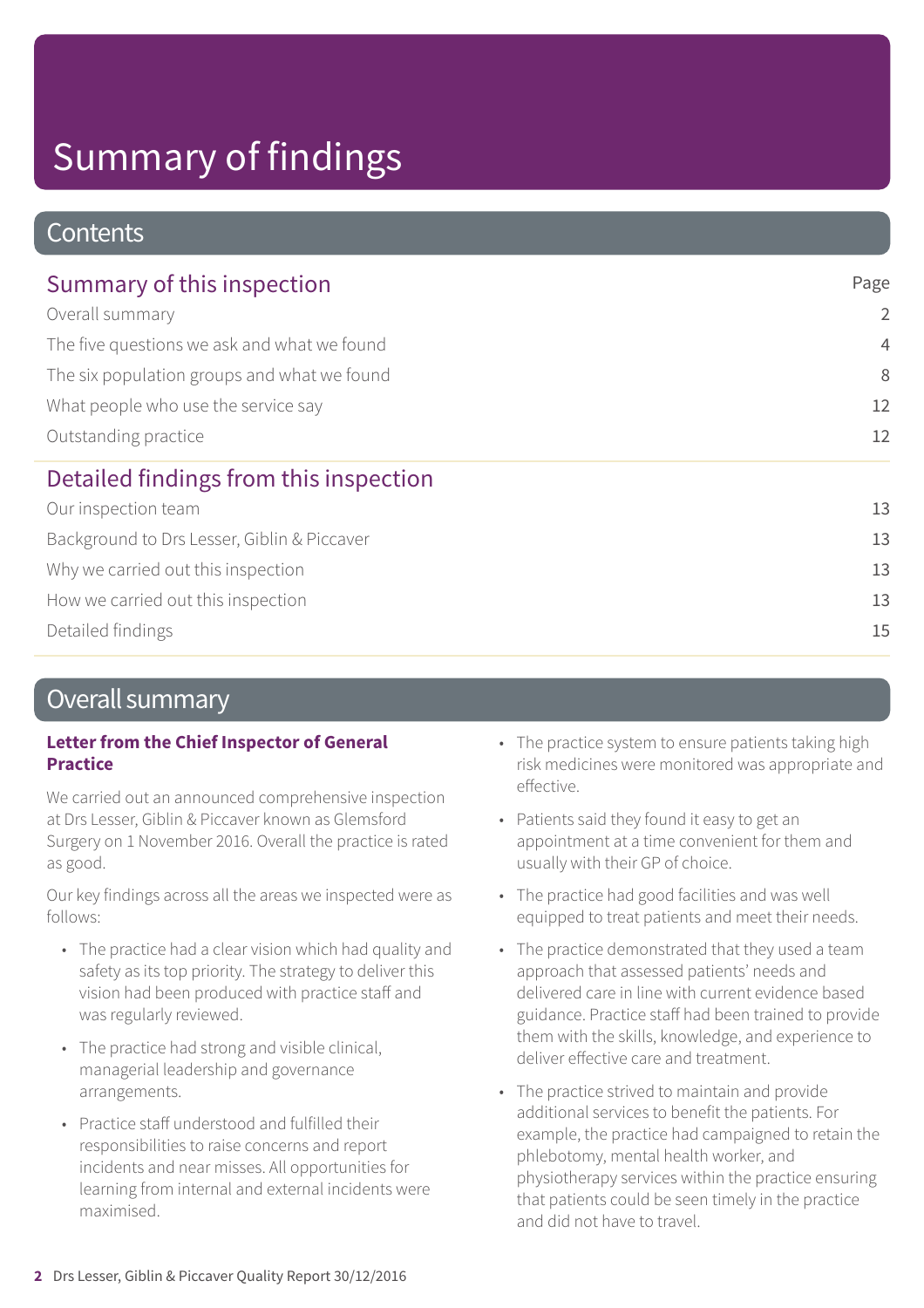# Summary of findings

## Contents

| Summary of this inspection | Page |
|---|---|
| Overall summary | 2 |
| The five questions we ask and what we found | 4 |
| The six population groups and what we found | 8 |
| What people who use the service say | 12 |
| Outstanding practice | 12 |
| **Detailed findings from this inspection** | |
| Our inspection team | 13 |
| Background to Drs Lesser, Giblin & Piccaver | 13 |
| Why we carried out this inspection | 13 |
| How we carried out this inspection | 13 |
| Detailed findings | 15 |

## Overall summary

**Letter from the Chief Inspector of General Practice**

We carried out an announced comprehensive inspection at Drs Lesser, Giblin & Piccaver known as Glemsford Surgery on 1 November 2016. Overall the practice is rated as good.

Our key findings across all the areas we inspected were as follows:

- The practice had a clear vision which had quality and safety as its top priority. The strategy to deliver this vision had been produced with practice staff and was regularly reviewed.
- The practice had strong and visible clinical, managerial leadership and governance arrangements.
- Practice staff understood and fulfilled their responsibilities to raise concerns and report incidents and near misses. All opportunities for learning from internal and external incidents were maximised.
- The practice system to ensure patients taking high risk medicines were monitored was appropriate and effective.
- Patients said they found it easy to get an appointment at a time convenient for them and usually with their GP of choice.
- The practice had good facilities and was well equipped to treat patients and meet their needs.
- The practice demonstrated that they used a team approach that assessed patients' needs and delivered care in line with current evidence based guidance. Practice staff had been trained to provide them with the skills, knowledge, and experience to deliver effective care and treatment.
- The practice strived to maintain and provide additional services to benefit the patients. For example, the practice had campaigned to retain the phlebotomy, mental health worker, and physiotherapy services within the practice ensuring that patients could be seen timely in the practice and did not have to travel.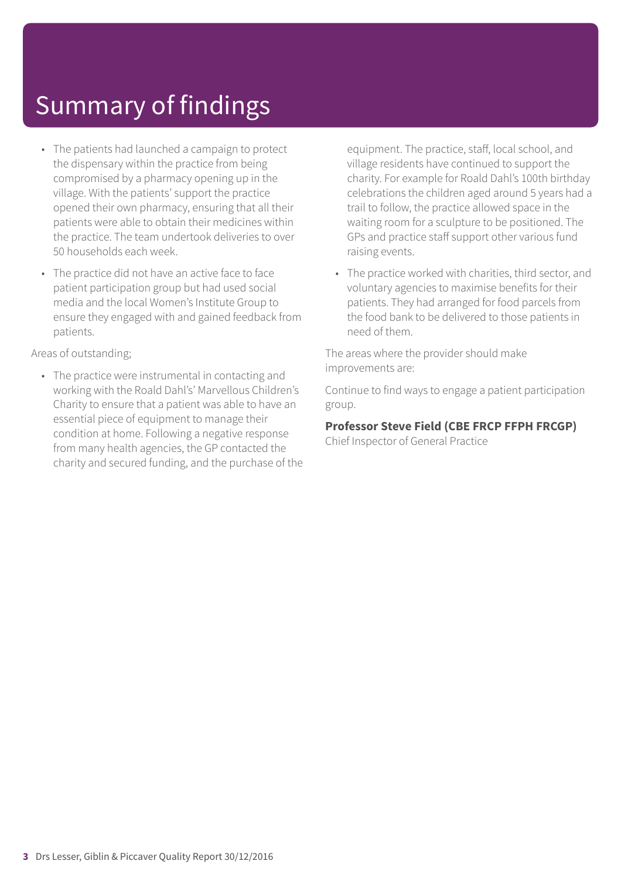# Summary of findings

- The patients had launched a campaign to protect the dispensary within the practice from being compromised by a pharmacy opening up in the village. With the patients' support the practice opened their own pharmacy, ensuring that all their patients were able to obtain their medicines within the practice. The team undertook deliveries to over 50 households each week.
- The practice did not have an active face to face patient participation group but had used social media and the local Women's Institute Group to ensure they engaged with and gained feedback from patients.

Areas of outstanding;

- The practice were instrumental in contacting and working with the Roald Dahl's' Marvellous Children's Charity to ensure that a patient was able to have an essential piece of equipment to manage their condition at home. Following a negative response from many health agencies, the GP contacted the charity and secured funding, and the purchase of the equipment. The practice, staff, local school, and village residents have continued to support the charity. For example for Roald Dahl's 100th birthday celebrations the children aged around 5 years had a trail to follow, the practice allowed space in the waiting room for a sculpture to be positioned. The GPs and practice staff support other various fund raising events.
- The practice worked with charities, third sector, and voluntary agencies to maximise benefits for their patients. They had arranged for food parcels from the food bank to be delivered to those patients in need of them.

The areas where the provider should make improvements are:

Continue to find ways to engage a patient participation group.

**Professor Steve Field (CBE FRCP FFPH FRCGP)**
Chief Inspector of General Practice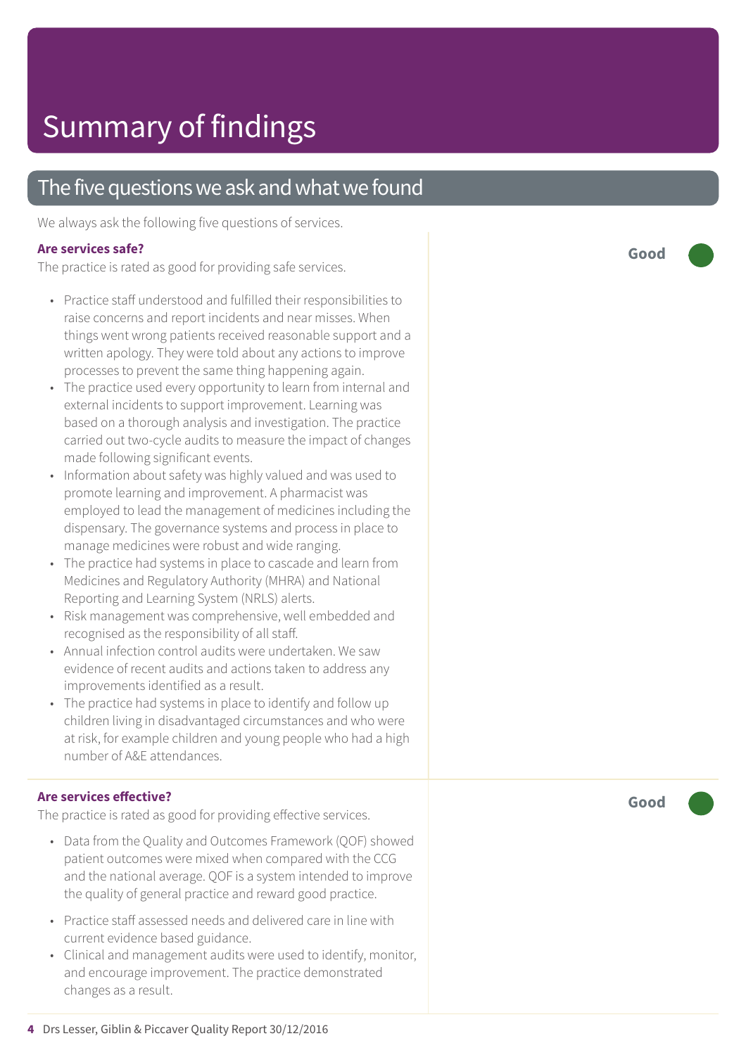# Summary of findings

## The five questions we ask and what we found

We always ask the following five questions of services.

### Are services safe?

**Good**

The practice is rated as good for providing safe services.

- Practice staff understood and fulfilled their responsibilities to raise concerns and report incidents and near misses. When things went wrong patients received reasonable support and a written apology. They were told about any actions to improve processes to prevent the same thing happening again.
- The practice used every opportunity to learn from internal and external incidents to support improvement. Learning was based on a thorough analysis and investigation. The practice carried out two-cycle audits to measure the impact of changes made following significant events.
- Information about safety was highly valued and was used to promote learning and improvement. A pharmacist was employed to lead the management of medicines including the dispensary. The governance systems and process in place to manage medicines were robust and wide ranging.
- The practice had systems in place to cascade and learn from Medicines and Regulatory Authority (MHRA) and National Reporting and Learning System (NRLS) alerts.
- Risk management was comprehensive, well embedded and recognised as the responsibility of all staff.
- Annual infection control audits were undertaken. We saw evidence of recent audits and actions taken to address any improvements identified as a result.
- The practice had systems in place to identify and follow up children living in disadvantaged circumstances and who were at risk, for example children and young people who had a high number of A&E attendances.

### Are services effective?

**Good**

The practice is rated as good for providing effective services.

- Data from the Quality and Outcomes Framework (QOF) showed patient outcomes were mixed when compared with the CCG and the national average. QOF is a system intended to improve the quality of general practice and reward good practice.
- Practice staff assessed needs and delivered care in line with current evidence based guidance.
- Clinical and management audits were used to identify, monitor, and encourage improvement. The practice demonstrated changes as a result.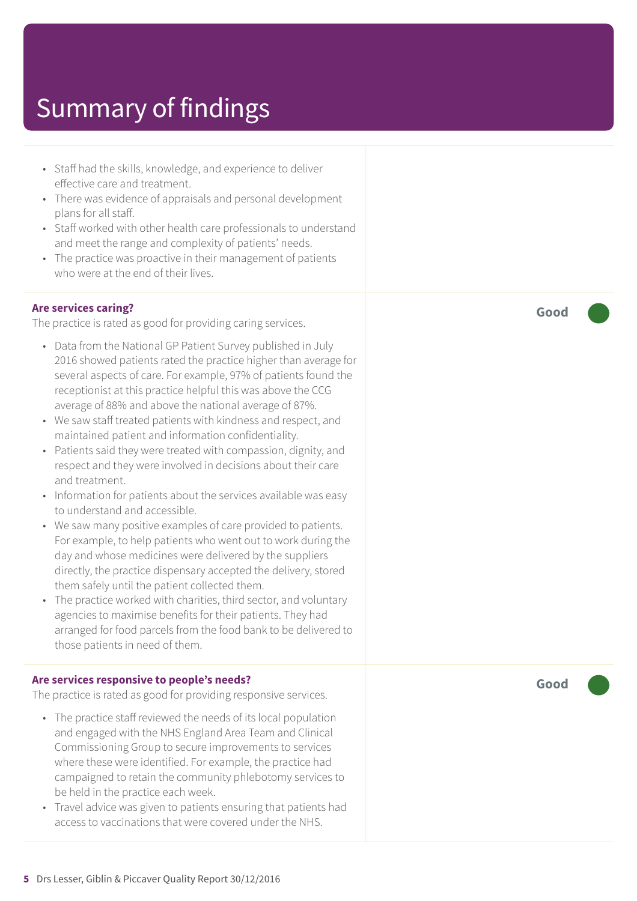# Summary of findings

- Staff had the skills, knowledge, and experience to deliver effective care and treatment.
- There was evidence of appraisals and personal development plans for all staff.
- Staff worked with other health care professionals to understand and meet the range and complexity of patients' needs.
- The practice was proactive in their management of patients who were at the end of their lives.

**Are services caring?**

The practice is rated as good for providing caring services.

**Good**

- Data from the National GP Patient Survey published in July 2016 showed patients rated the practice higher than average for several aspects of care. For example, 97% of patients found the receptionist at this practice helpful this was above the CCG average of 88% and above the national average of 87%.
- We saw staff treated patients with kindness and respect, and maintained patient and information confidentiality.
- Patients said they were treated with compassion, dignity, and respect and they were involved in decisions about their care and treatment.
- Information for patients about the services available was easy to understand and accessible.
- We saw many positive examples of care provided to patients. For example, to help patients who went out to work during the day and whose medicines were delivered by the suppliers directly, the practice dispensary accepted the delivery, stored them safely until the patient collected them.
- The practice worked with charities, third sector, and voluntary agencies to maximise benefits for their patients. They had arranged for food parcels from the food bank to be delivered to those patients in need of them.

**Are services responsive to people's needs?**

The practice is rated as good for providing responsive services.

**Good**

- The practice staff reviewed the needs of its local population and engaged with the NHS England Area Team and Clinical Commissioning Group to secure improvements to services where these were identified. For example, the practice had campaigned to retain the community phlebotomy services to be held in the practice each week.
- Travel advice was given to patients ensuring that patients had access to vaccinations that were covered under the NHS.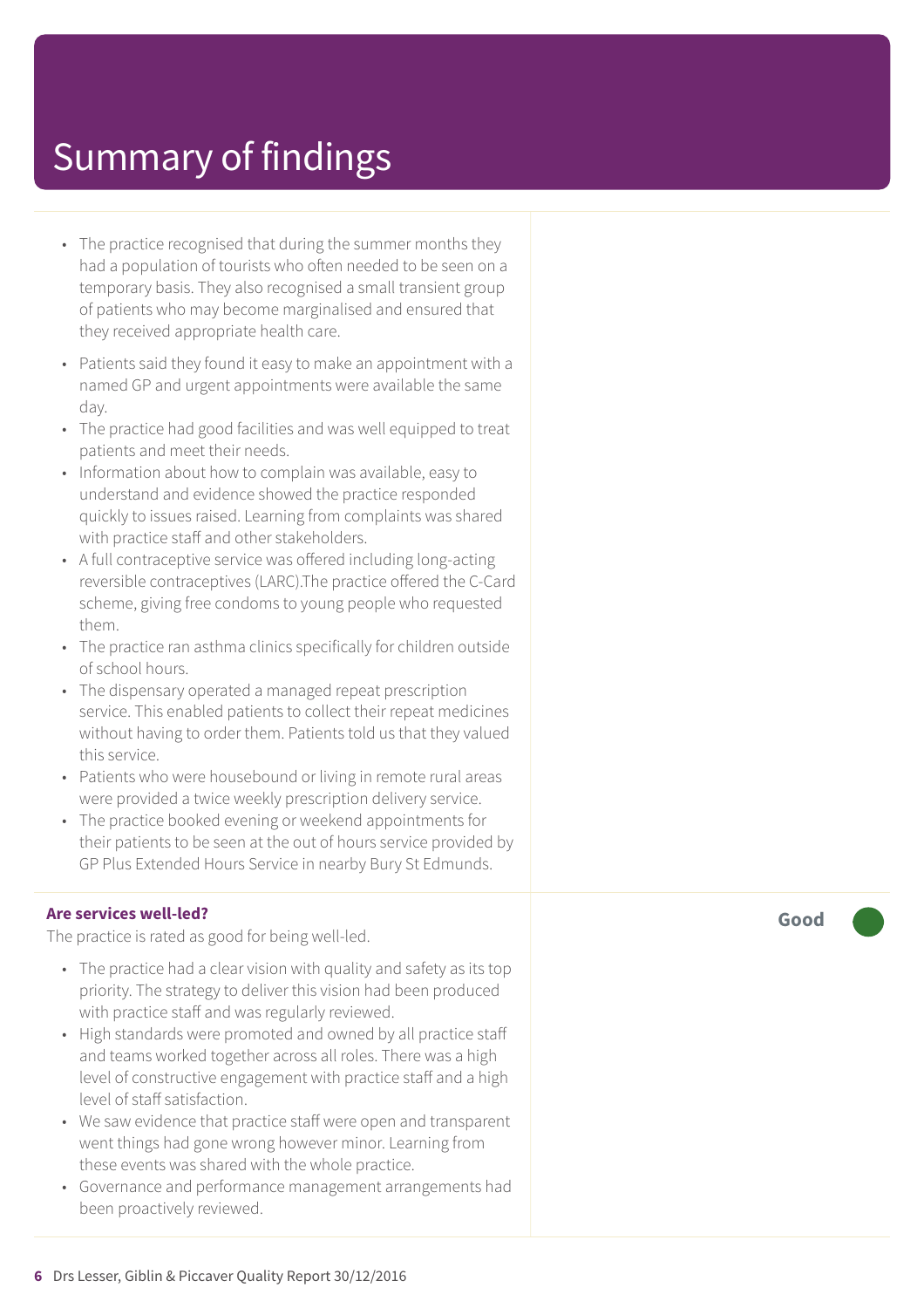# Summary of findings

- The practice recognised that during the summer months they had a population of tourists who often needed to be seen on a temporary basis. They also recognised a small transient group of patients who may become marginalised and ensured that they received appropriate health care.
- Patients said they found it easy to make an appointment with a named GP and urgent appointments were available the same day.
- The practice had good facilities and was well equipped to treat patients and meet their needs.
- Information about how to complain was available, easy to understand and evidence showed the practice responded quickly to issues raised. Learning from complaints was shared with practice staff and other stakeholders.
- A full contraceptive service was offered including long-acting reversible contraceptives (LARC).The practice offered the C-Card scheme, giving free condoms to young people who requested them.
- The practice ran asthma clinics specifically for children outside of school hours.
- The dispensary operated a managed repeat prescription service. This enabled patients to collect their repeat medicines without having to order them. Patients told us that they valued this service.
- Patients who were housebound or living in remote rural areas were provided a twice weekly prescription delivery service.
- The practice booked evening or weekend appointments for their patients to be seen at the out of hours service provided by GP Plus Extended Hours Service in nearby Bury St Edmunds.

**Are services well-led?**

**Good**

The practice is rated as good for being well-led.

- The practice had a clear vision with quality and safety as its top priority. The strategy to deliver this vision had been produced with practice staff and was regularly reviewed.
- High standards were promoted and owned by all practice staff and teams worked together across all roles. There was a high level of constructive engagement with practice staff and a high level of staff satisfaction.
- We saw evidence that practice staff were open and transparent went things had gone wrong however minor. Learning from these events was shared with the whole practice.
- Governance and performance management arrangements had been proactively reviewed.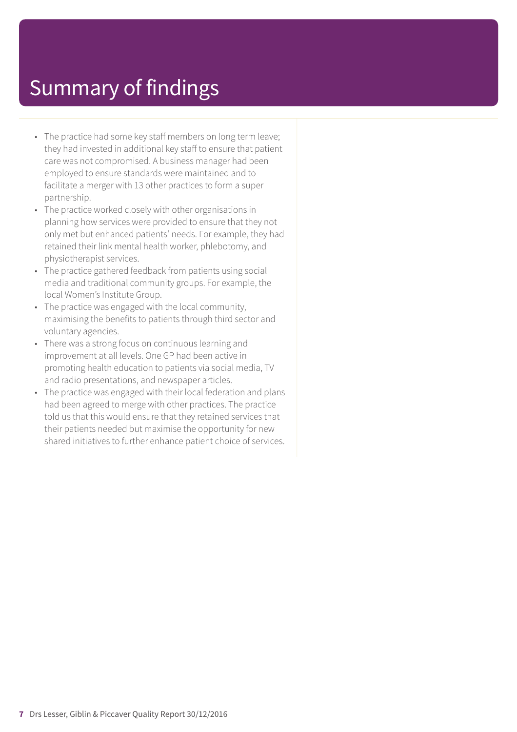# Summary of findings

- The practice had some key staff members on long term leave; they had invested in additional key staff to ensure that patient care was not compromised. A business manager had been employed to ensure standards were maintained and to facilitate a merger with 13 other practices to form a super partnership.
- The practice worked closely with other organisations in planning how services were provided to ensure that they not only met but enhanced patients' needs. For example, they had retained their link mental health worker, phlebotomy, and physiotherapist services.
- The practice gathered feedback from patients using social media and traditional community groups. For example, the local Women's Institute Group.
- The practice was engaged with the local community, maximising the benefits to patients through third sector and voluntary agencies.
- There was a strong focus on continuous learning and improvement at all levels. One GP had been active in promoting health education to patients via social media, TV and radio presentations, and newspaper articles.
- The practice was engaged with their local federation and plans had been agreed to merge with other practices. The practice told us that this would ensure that they retained services that their patients needed but maximise the opportunity for new shared initiatives to further enhance patient choice of services.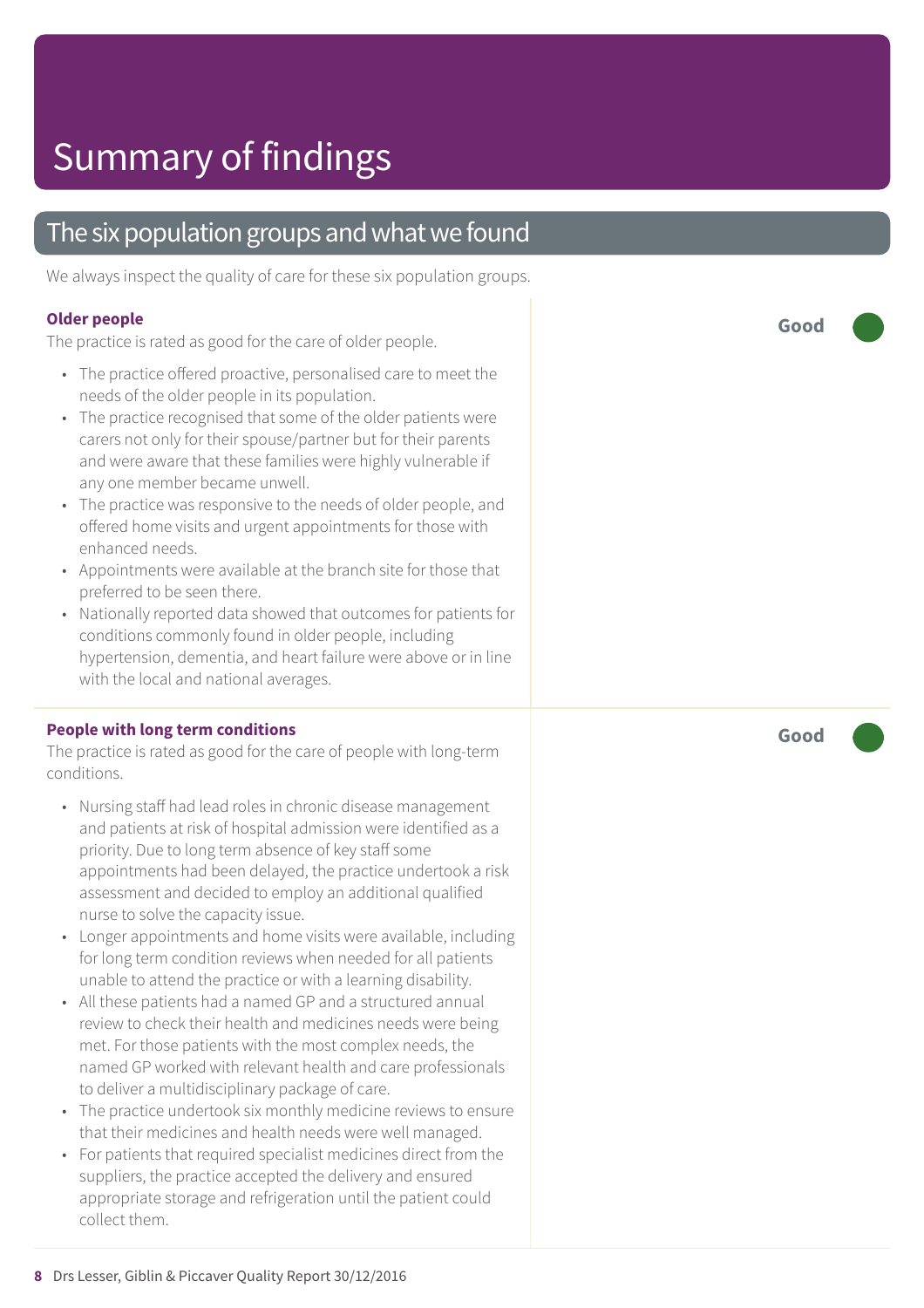# Summary of findings

## The six population groups and what we found

We always inspect the quality of care for these six population groups.

### Older people

**Good**

The practice is rated as good for the care of older people.

- The practice offered proactive, personalised care to meet the needs of the older people in its population.
- The practice recognised that some of the older patients were carers not only for their spouse/partner but for their parents and were aware that these families were highly vulnerable if any one member became unwell.
- The practice was responsive to the needs of older people, and offered home visits and urgent appointments for those with enhanced needs.
- Appointments were available at the branch site for those that preferred to be seen there.
- Nationally reported data showed that outcomes for patients for conditions commonly found in older people, including hypertension, dementia, and heart failure were above or in line with the local and national averages.

### People with long term conditions

**Good**

The practice is rated as good for the care of people with long-term conditions.

- Nursing staff had lead roles in chronic disease management and patients at risk of hospital admission were identified as a priority. Due to long term absence of key staff some appointments had been delayed, the practice undertook a risk assessment and decided to employ an additional qualified nurse to solve the capacity issue.
- Longer appointments and home visits were available, including for long term condition reviews when needed for all patients unable to attend the practice or with a learning disability.
- All these patients had a named GP and a structured annual review to check their health and medicines needs were being met. For those patients with the most complex needs, the named GP worked with relevant health and care professionals to deliver a multidisciplinary package of care.
- The practice undertook six monthly medicine reviews to ensure that their medicines and health needs were well managed.
- For patients that required specialist medicines direct from the suppliers, the practice accepted the delivery and ensured appropriate storage and refrigeration until the patient could collect them.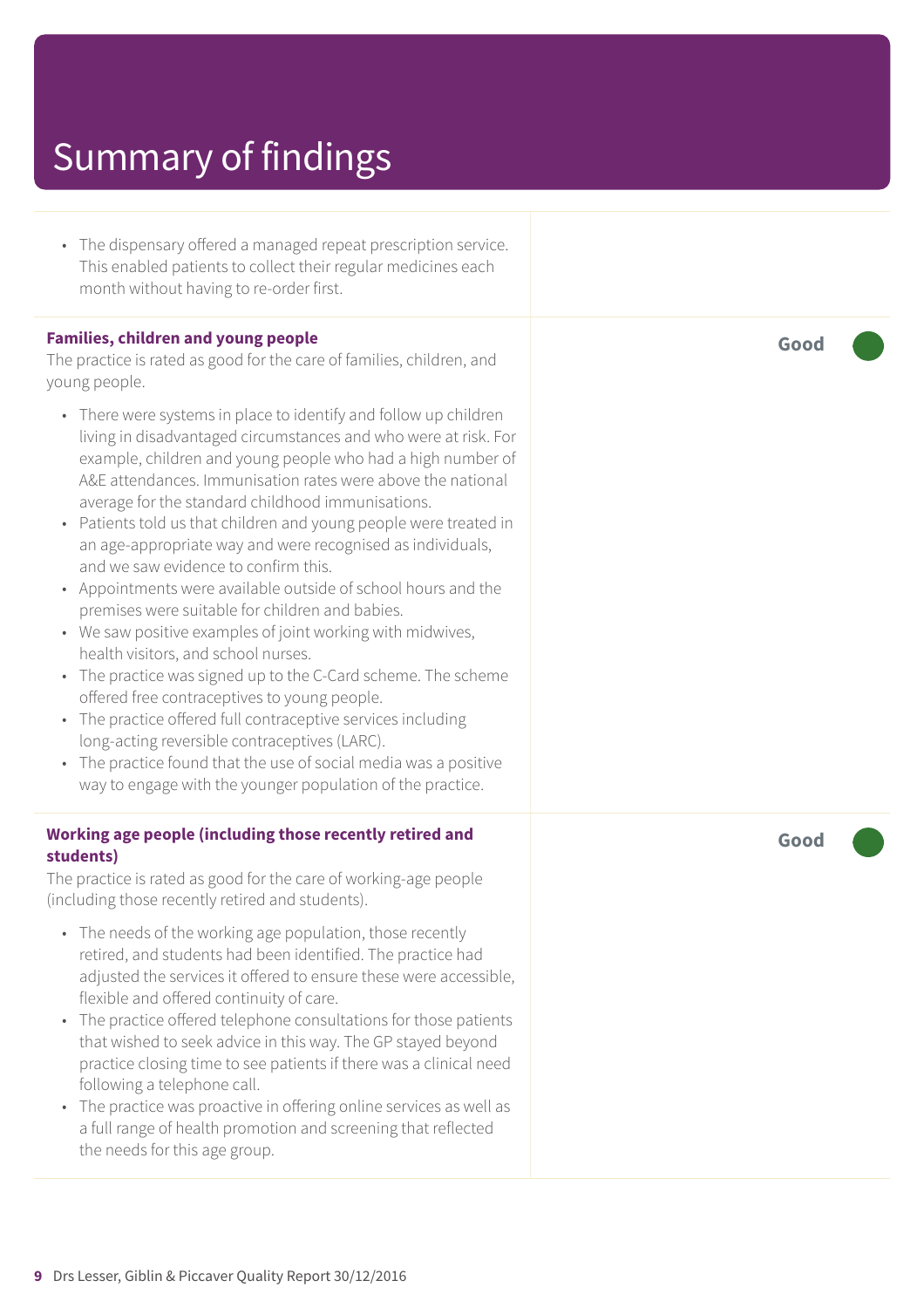# Summary of findings

- The dispensary offered a managed repeat prescription service. This enabled patients to collect their regular medicines each month without having to re-order first.

**Families, children and young people**

**Good**

The practice is rated as good for the care of families, children, and young people.

- There were systems in place to identify and follow up children living in disadvantaged circumstances and who were at risk. For example, children and young people who had a high number of A&E attendances. Immunisation rates were above the national average for the standard childhood immunisations.
- Patients told us that children and young people were treated in an age-appropriate way and were recognised as individuals, and we saw evidence to confirm this.
- Appointments were available outside of school hours and the premises were suitable for children and babies.
- We saw positive examples of joint working with midwives, health visitors, and school nurses.
- The practice was signed up to the C-Card scheme. The scheme offered free contraceptives to young people.
- The practice offered full contraceptive services including long-acting reversible contraceptives (LARC).
- The practice found that the use of social media was a positive way to engage with the younger population of the practice.

**Working age people (including those recently retired and students)**

**Good**

The practice is rated as good for the care of working-age people (including those recently retired and students).

- The needs of the working age population, those recently retired, and students had been identified. The practice had adjusted the services it offered to ensure these were accessible, flexible and offered continuity of care.
- The practice offered telephone consultations for those patients that wished to seek advice in this way. The GP stayed beyond practice closing time to see patients if there was a clinical need following a telephone call.
- The practice was proactive in offering online services as well as a full range of health promotion and screening that reflected the needs for this age group.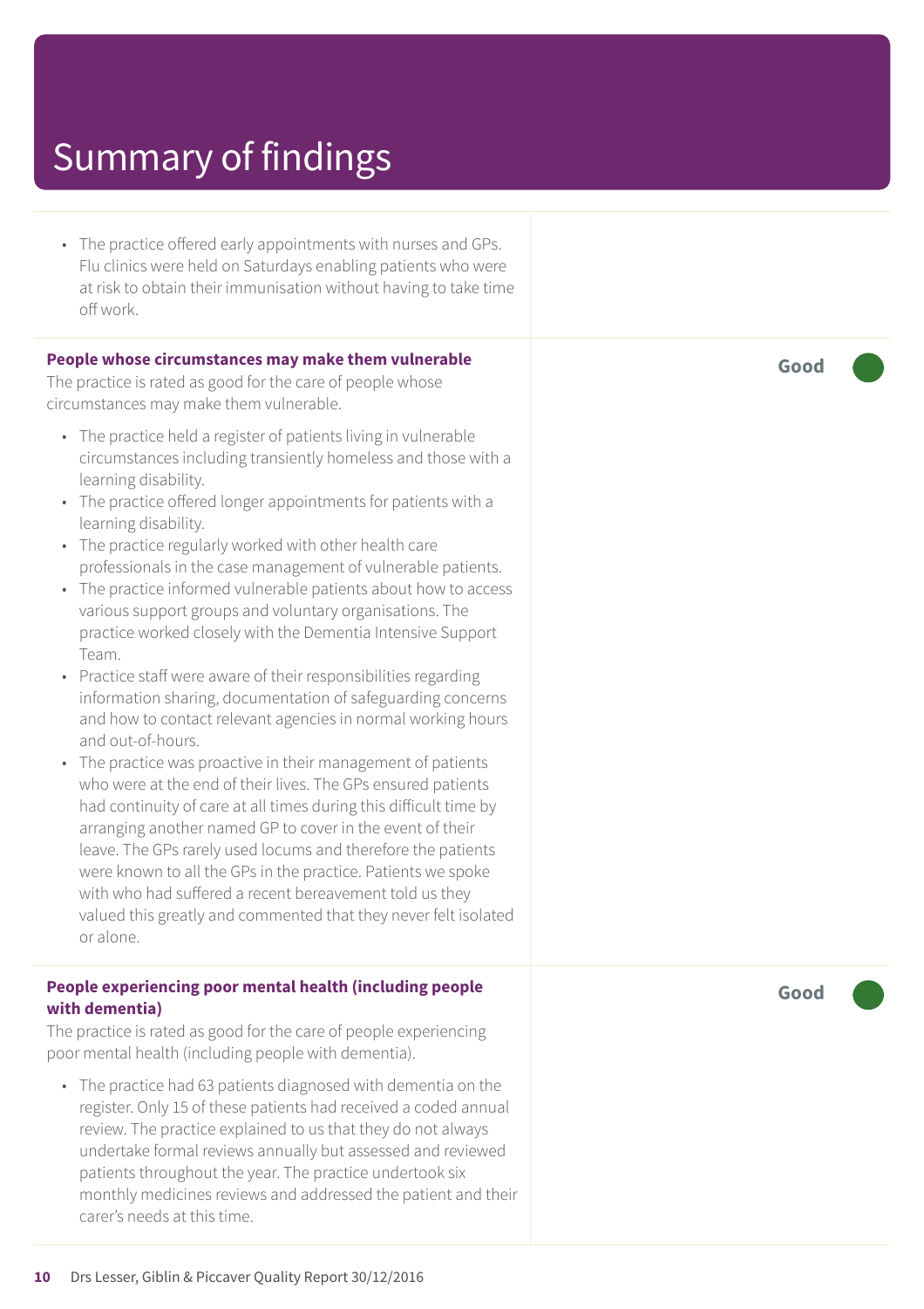# Summary of findings

- The practice offered early appointments with nurses and GPs. Flu clinics were held on Saturdays enabling patients who were at risk to obtain their immunisation without having to take time off work.

**People whose circumstances may make them vulnerable**

**Good**

The practice is rated as good for the care of people whose circumstances may make them vulnerable.

- The practice held a register of patients living in vulnerable circumstances including transiently homeless and those with a learning disability.
- The practice offered longer appointments for patients with a learning disability.
- The practice regularly worked with other health care professionals in the case management of vulnerable patients.
- The practice informed vulnerable patients about how to access various support groups and voluntary organisations. The practice worked closely with the Dementia Intensive Support Team.
- Practice staff were aware of their responsibilities regarding information sharing, documentation of safeguarding concerns and how to contact relevant agencies in normal working hours and out-of-hours.
- The practice was proactive in their management of patients who were at the end of their lives. The GPs ensured patients had continuity of care at all times during this difficult time by arranging another named GP to cover in the event of their leave. The GPs rarely used locums and therefore the patients were known to all the GPs in the practice. Patients we spoke with who had suffered a recent bereavement told us they valued this greatly and commented that they never felt isolated or alone.

**People experiencing poor mental health (including people with dementia)**

**Good**

The practice is rated as good for the care of people experiencing poor mental health (including people with dementia).

- The practice had 63 patients diagnosed with dementia on the register. Only 15 of these patients had received a coded annual review. The practice explained to us that they do not always undertake formal reviews annually but assessed and reviewed patients throughout the year. The practice undertook six monthly medicines reviews and addressed the patient and their carer's needs at this time.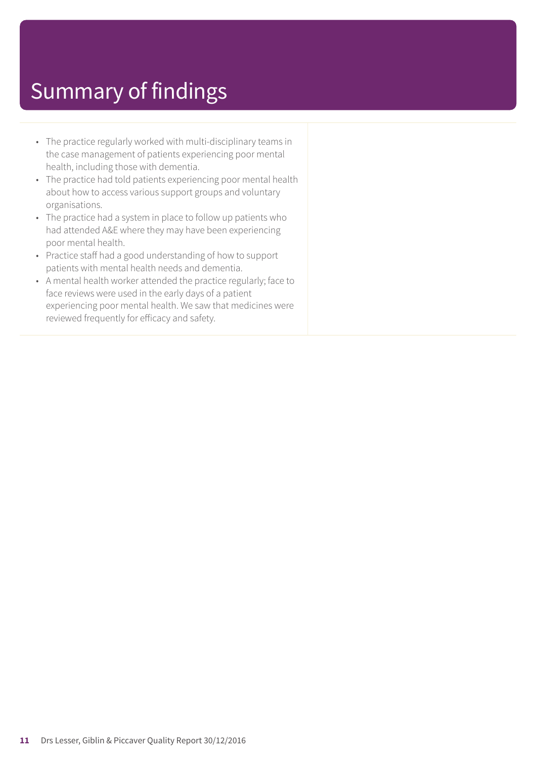# Summary of findings

- The practice regularly worked with multi-disciplinary teams in the case management of patients experiencing poor mental health, including those with dementia.
- The practice had told patients experiencing poor mental health about how to access various support groups and voluntary organisations.
- The practice had a system in place to follow up patients who had attended A&E where they may have been experiencing poor mental health.
- Practice staff had a good understanding of how to support patients with mental health needs and dementia.
- A mental health worker attended the practice regularly; face to face reviews were used in the early days of a patient experiencing poor mental health. We saw that medicines were reviewed frequently for efficacy and safety.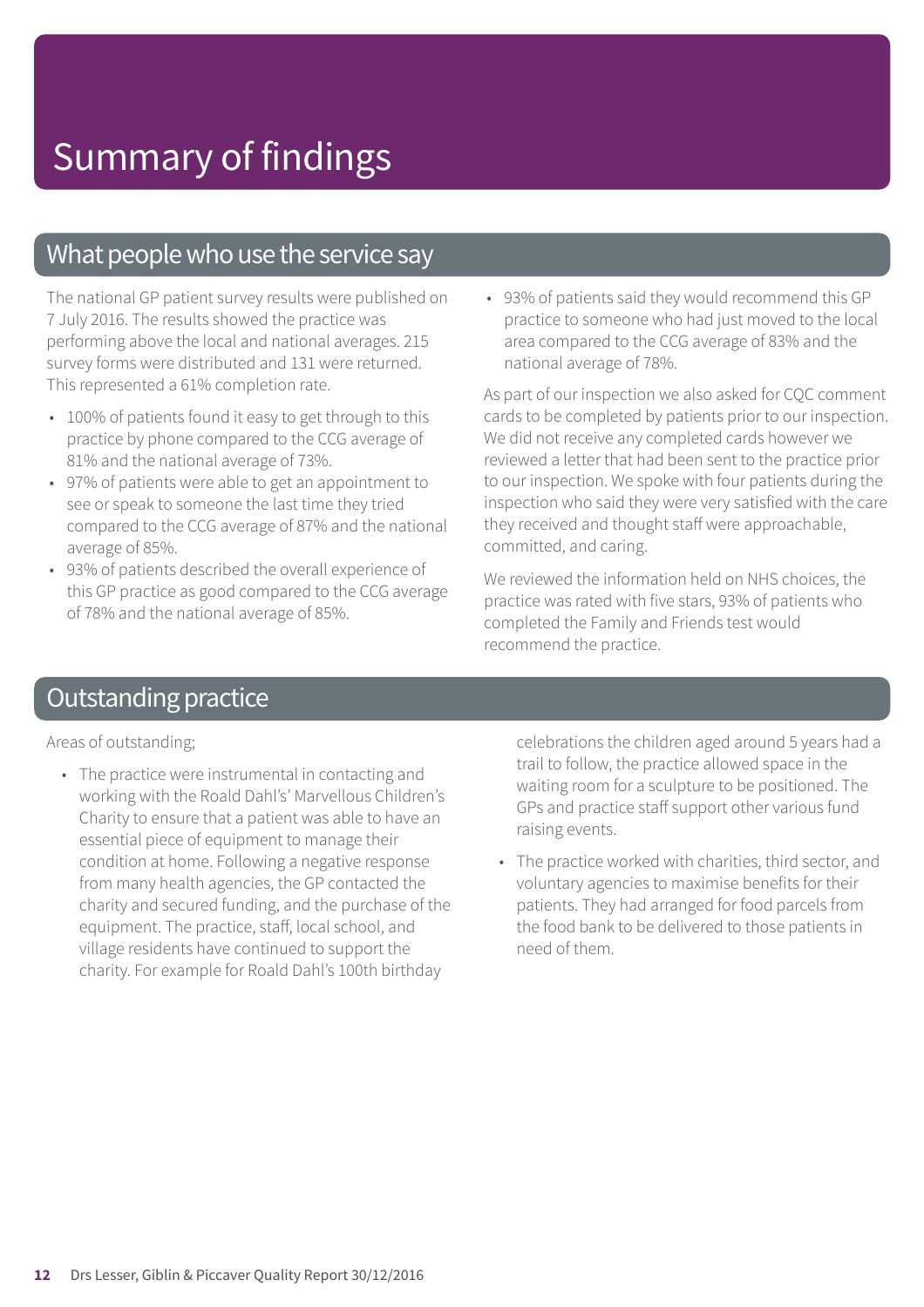# Summary of findings

## What people who use the service say

The national GP patient survey results were published on 7 July 2016. The results showed the practice was performing above the local and national averages. 215 survey forms were distributed and 131 were returned. This represented a 61% completion rate.

- 100% of patients found it easy to get through to this practice by phone compared to the CCG average of 81% and the national average of 73%.
- 97% of patients were able to get an appointment to see or speak to someone the last time they tried compared to the CCG average of 87% and the national average of 85%.
- 93% of patients described the overall experience of this GP practice as good compared to the CCG average of 78% and the national average of 85%.
- 93% of patients said they would recommend this GP practice to someone who had just moved to the local area compared to the CCG average of 83% and the national average of 78%.

As part of our inspection we also asked for CQC comment cards to be completed by patients prior to our inspection. We did not receive any completed cards however we reviewed a letter that had been sent to the practice prior to our inspection. We spoke with four patients during the inspection who said they were very satisfied with the care they received and thought staff were approachable, committed, and caring.

We reviewed the information held on NHS choices, the practice was rated with five stars, 93% of patients who completed the Family and Friends test would recommend the practice.

## Outstanding practice

Areas of outstanding;

- The practice were instrumental in contacting and working with the Roald Dahl's' Marvellous Children's Charity to ensure that a patient was able to have an essential piece of equipment to manage their condition at home. Following a negative response from many health agencies, the GP contacted the charity and secured funding, and the purchase of the equipment. The practice, staff, local school, and village residents have continued to support the charity. For example for Roald Dahl's 100th birthday celebrations the children aged around 5 years had a trail to follow, the practice allowed space in the waiting room for a sculpture to be positioned. The GPs and practice staff support other various fund raising events.
- The practice worked with charities, third sector, and voluntary agencies to maximise benefits for their patients. They had arranged for food parcels from the food bank to be delivered to those patients in need of them.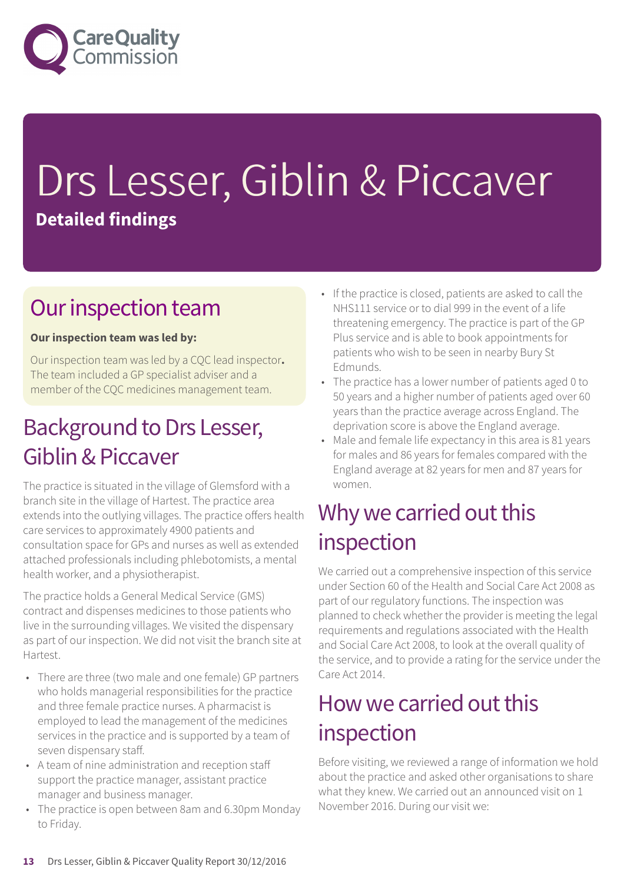# Drs Lesser, Giblin & Piccaver

**Detailed findings**

## Our inspection team

**Our inspection team was led by:**

Our inspection team was led by a CQC lead inspector**.** The team included a GP specialist adviser and a member of the CQC medicines management team.

## Background to Drs Lesser, Giblin & Piccaver

The practice is situated in the village of Glemsford with a branch site in the village of Hartest. The practice area extends into the outlying villages. The practice offers health care services to approximately 4900 patients and consultation space for GPs and nurses as well as extended attached professionals including phlebotomists, a mental health worker, and a physiotherapist.

The practice holds a General Medical Service (GMS) contract and dispenses medicines to those patients who live in the surrounding villages. We visited the dispensary as part of our inspection. We did not visit the branch site at Hartest.

- There are three (two male and one female) GP partners who holds managerial responsibilities for the practice and three female practice nurses. A pharmacist is employed to lead the management of the medicines services in the practice and is supported by a team of seven dispensary staff.
- A team of nine administration and reception staff support the practice manager, assistant practice manager and business manager.
- The practice is open between 8am and 6.30pm Monday to Friday.
- If the practice is closed, patients are asked to call the NHS111 service or to dial 999 in the event of a life threatening emergency. The practice is part of the GP Plus service and is able to book appointments for patients who wish to be seen in nearby Bury St Edmunds.
- The practice has a lower number of patients aged 0 to 50 years and a higher number of patients aged over 60 years than the practice average across England. The deprivation score is above the England average.
- Male and female life expectancy in this area is 81 years for males and 86 years for females compared with the England average at 82 years for men and 87 years for women.

## Why we carried out this inspection

We carried out a comprehensive inspection of this service under Section 60 of the Health and Social Care Act 2008 as part of our regulatory functions. The inspection was planned to check whether the provider is meeting the legal requirements and regulations associated with the Health and Social Care Act 2008, to look at the overall quality of the service, and to provide a rating for the service under the Care Act 2014.

## How we carried out this inspection

Before visiting, we reviewed a range of information we hold about the practice and asked other organisations to share what they knew. We carried out an announced visit on 1 November 2016. During our visit we: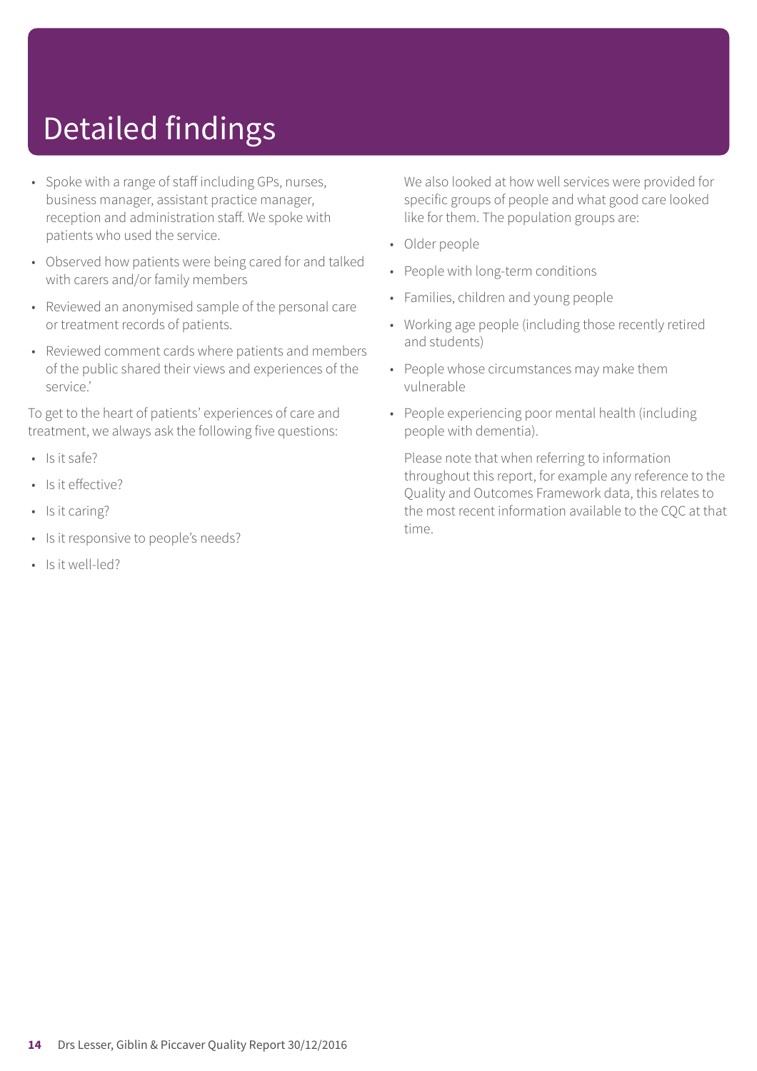# Detailed findings

- Spoke with a range of staff including GPs, nurses, business manager, assistant practice manager, reception and administration staff. We spoke with patients who used the service.
- Observed how patients were being cared for and talked with carers and/or family members
- Reviewed an anonymised sample of the personal care or treatment records of patients.
- Reviewed comment cards where patients and members of the public shared their views and experiences of the service.'

To get to the heart of patients' experiences of care and treatment, we always ask the following five questions:

- Is it safe?
- Is it effective?
- Is it caring?
- Is it responsive to people's needs?
- Is it well-led?

We also looked at how well services were provided for specific groups of people and what good care looked like for them. The population groups are:

- Older people
- People with long-term conditions
- Families, children and young people
- Working age people (including those recently retired and students)
- People whose circumstances may make them vulnerable
- People experiencing poor mental health (including people with dementia).

Please note that when referring to information throughout this report, for example any reference to the Quality and Outcomes Framework data, this relates to the most recent information available to the CQC at that time.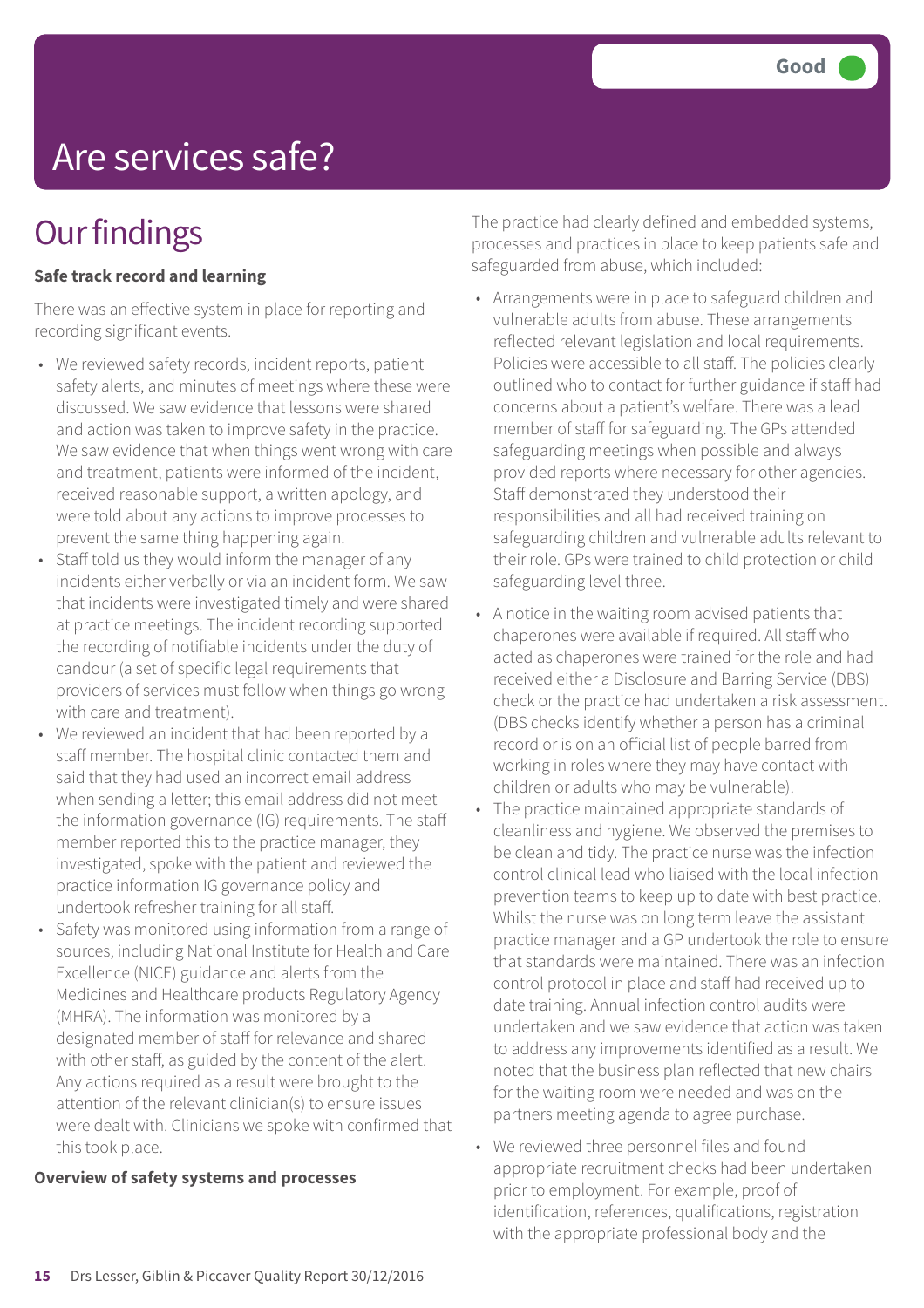# Are services safe?

Good

## Our findings

**Safe track record and learning**

There was an effective system in place for reporting and recording significant events.

- We reviewed safety records, incident reports, patient safety alerts, and minutes of meetings where these were discussed. We saw evidence that lessons were shared and action was taken to improve safety in the practice. We saw evidence that when things went wrong with care and treatment, patients were informed of the incident, received reasonable support, a written apology, and were told about any actions to improve processes to prevent the same thing happening again.
- Staff told us they would inform the manager of any incidents either verbally or via an incident form. We saw that incidents were investigated timely and were shared at practice meetings. The incident recording supported the recording of notifiable incidents under the duty of candour (a set of specific legal requirements that providers of services must follow when things go wrong with care and treatment).
- We reviewed an incident that had been reported by a staff member. The hospital clinic contacted them and said that they had used an incorrect email address when sending a letter; this email address did not meet the information governance (IG) requirements. The staff member reported this to the practice manager, they investigated, spoke with the patient and reviewed the practice information IG governance policy and undertook refresher training for all staff.
- Safety was monitored using information from a range of sources, including National Institute for Health and Care Excellence (NICE) guidance and alerts from the Medicines and Healthcare products Regulatory Agency (MHRA). The information was monitored by a designated member of staff for relevance and shared with other staff, as guided by the content of the alert. Any actions required as a result were brought to the attention of the relevant clinician(s) to ensure issues were dealt with. Clinicians we spoke with confirmed that this took place.

**Overview of safety systems and processes**

The practice had clearly defined and embedded systems, processes and practices in place to keep patients safe and safeguarded from abuse, which included:

- Arrangements were in place to safeguard children and vulnerable adults from abuse. These arrangements reflected relevant legislation and local requirements. Policies were accessible to all staff. The policies clearly outlined who to contact for further guidance if staff had concerns about a patient's welfare. There was a lead member of staff for safeguarding. The GPs attended safeguarding meetings when possible and always provided reports where necessary for other agencies. Staff demonstrated they understood their responsibilities and all had received training on safeguarding children and vulnerable adults relevant to their role. GPs were trained to child protection or child safeguarding level three.
- A notice in the waiting room advised patients that chaperones were available if required. All staff who acted as chaperones were trained for the role and had received either a Disclosure and Barring Service (DBS) check or the practice had undertaken a risk assessment. (DBS checks identify whether a person has a criminal record or is on an official list of people barred from working in roles where they may have contact with children or adults who may be vulnerable).
- The practice maintained appropriate standards of cleanliness and hygiene. We observed the premises to be clean and tidy. The practice nurse was the infection control clinical lead who liaised with the local infection prevention teams to keep up to date with best practice. Whilst the nurse was on long term leave the assistant practice manager and a GP undertook the role to ensure that standards were maintained. There was an infection control protocol in place and staff had received up to date training. Annual infection control audits were undertaken and we saw evidence that action was taken to address any improvements identified as a result. We noted that the business plan reflected that new chairs for the waiting room were needed and was on the partners meeting agenda to agree purchase.
- We reviewed three personnel files and found appropriate recruitment checks had been undertaken prior to employment. For example, proof of identification, references, qualifications, registration with the appropriate professional body and the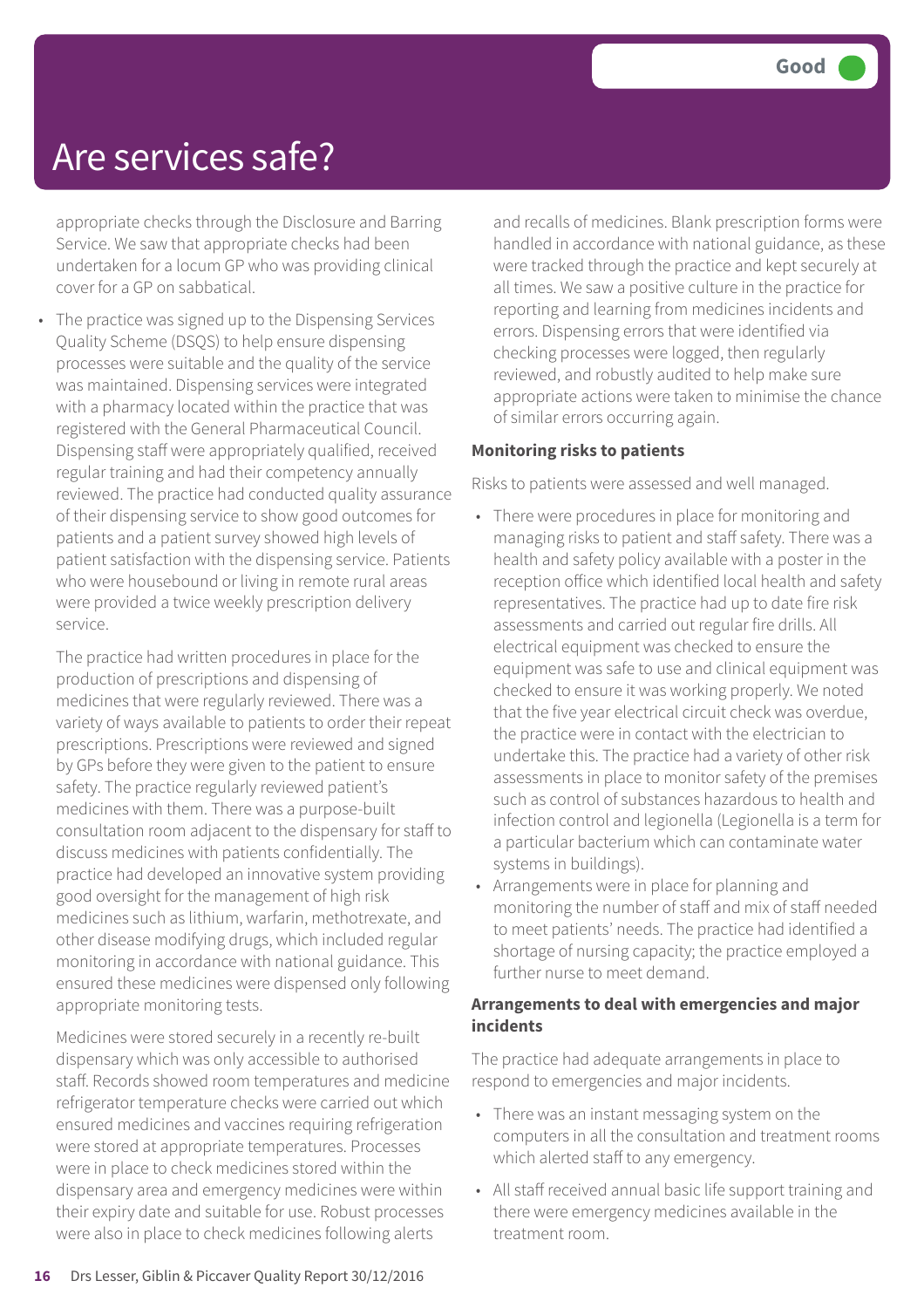# Are services safe?

Good

appropriate checks through the Disclosure and Barring Service. We saw that appropriate checks had been undertaken for a locum GP who was providing clinical cover for a GP on sabbatical.

- The practice was signed up to the Dispensing Services Quality Scheme (DSQS) to help ensure dispensing processes were suitable and the quality of the service was maintained. Dispensing services were integrated with a pharmacy located within the practice that was registered with the General Pharmaceutical Council. Dispensing staff were appropriately qualified, received regular training and had their competency annually reviewed. The practice had conducted quality assurance of their dispensing service to show good outcomes for patients and a patient survey showed high levels of patient satisfaction with the dispensing service. Patients who were housebound or living in remote rural areas were provided a twice weekly prescription delivery service.

  The practice had written procedures in place for the production of prescriptions and dispensing of medicines that were regularly reviewed. There was a variety of ways available to patients to order their repeat prescriptions. Prescriptions were reviewed and signed by GPs before they were given to the patient to ensure safety. The practice regularly reviewed patient's medicines with them. There was a purpose-built consultation room adjacent to the dispensary for staff to discuss medicines with patients confidentially. The practice had developed an innovative system providing good oversight for the management of high risk medicines such as lithium, warfarin, methotrexate, and other disease modifying drugs, which included regular monitoring in accordance with national guidance. This ensured these medicines were dispensed only following appropriate monitoring tests.

  Medicines were stored securely in a recently re-built dispensary which was only accessible to authorised staff. Records showed room temperatures and medicine refrigerator temperature checks were carried out which ensured medicines and vaccines requiring refrigeration were stored at appropriate temperatures. Processes were in place to check medicines stored within the dispensary area and emergency medicines were within their expiry date and suitable for use. Robust processes were also in place to check medicines following alerts and recalls of medicines. Blank prescription forms were handled in accordance with national guidance, as these were tracked through the practice and kept securely at all times. We saw a positive culture in the practice for reporting and learning from medicines incidents and errors. Dispensing errors that were identified via checking processes were logged, then regularly reviewed, and robustly audited to help make sure appropriate actions were taken to minimise the chance of similar errors occurring again.

**Monitoring risks to patients**

Risks to patients were assessed and well managed.

- There were procedures in place for monitoring and managing risks to patient and staff safety. There was a health and safety policy available with a poster in the reception office which identified local health and safety representatives. The practice had up to date fire risk assessments and carried out regular fire drills. All electrical equipment was checked to ensure the equipment was safe to use and clinical equipment was checked to ensure it was working properly. We noted that the five year electrical circuit check was overdue, the practice were in contact with the electrician to undertake this. The practice had a variety of other risk assessments in place to monitor safety of the premises such as control of substances hazardous to health and infection control and legionella (Legionella is a term for a particular bacterium which can contaminate water systems in buildings).
- Arrangements were in place for planning and monitoring the number of staff and mix of staff needed to meet patients' needs. The practice had identified a shortage of nursing capacity; the practice employed a further nurse to meet demand.

**Arrangements to deal with emergencies and major incidents**

The practice had adequate arrangements in place to respond to emergencies and major incidents.

- There was an instant messaging system on the computers in all the consultation and treatment rooms which alerted staff to any emergency.
- All staff received annual basic life support training and there were emergency medicines available in the treatment room.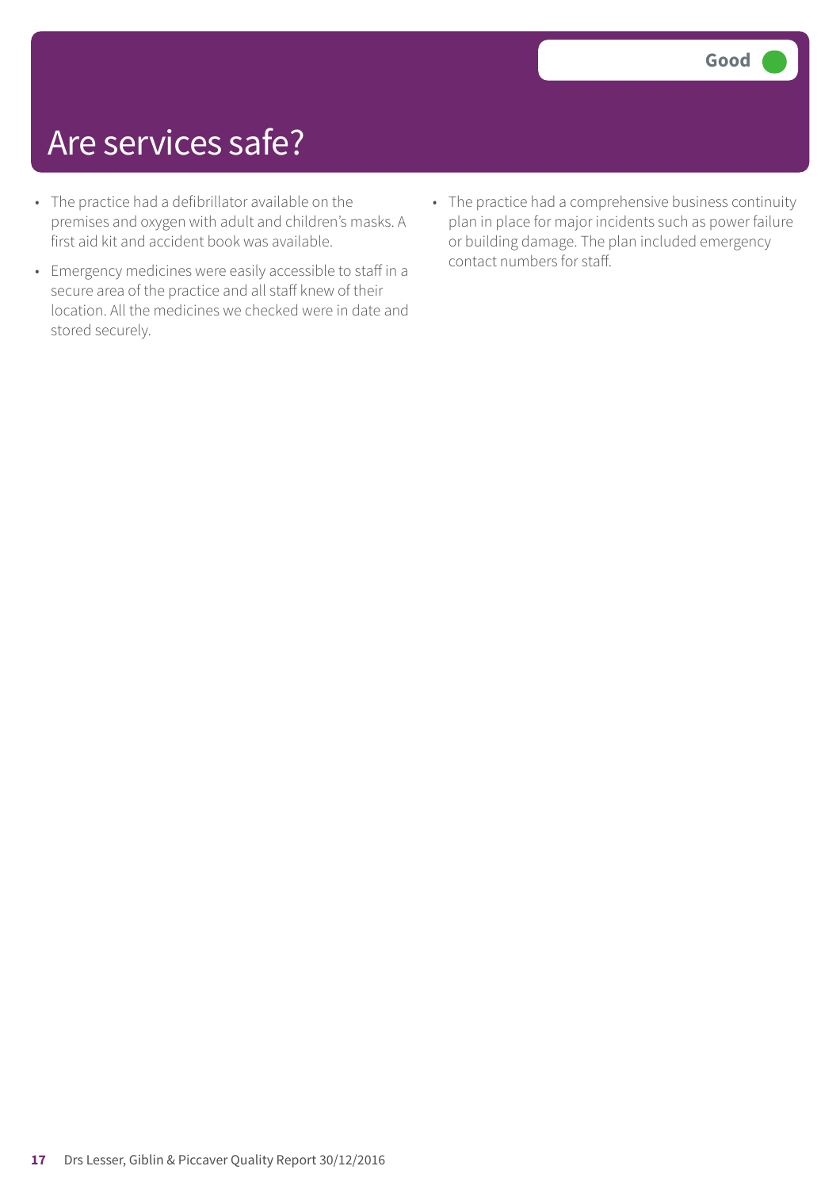Good

# Are services safe?

- The practice had a defibrillator available on the premises and oxygen with adult and children's masks. A first aid kit and accident book was available.
- Emergency medicines were easily accessible to staff in a secure area of the practice and all staff knew of their location. All the medicines we checked were in date and stored securely.
- The practice had a comprehensive business continuity plan in place for major incidents such as power failure or building damage. The plan included emergency contact numbers for staff.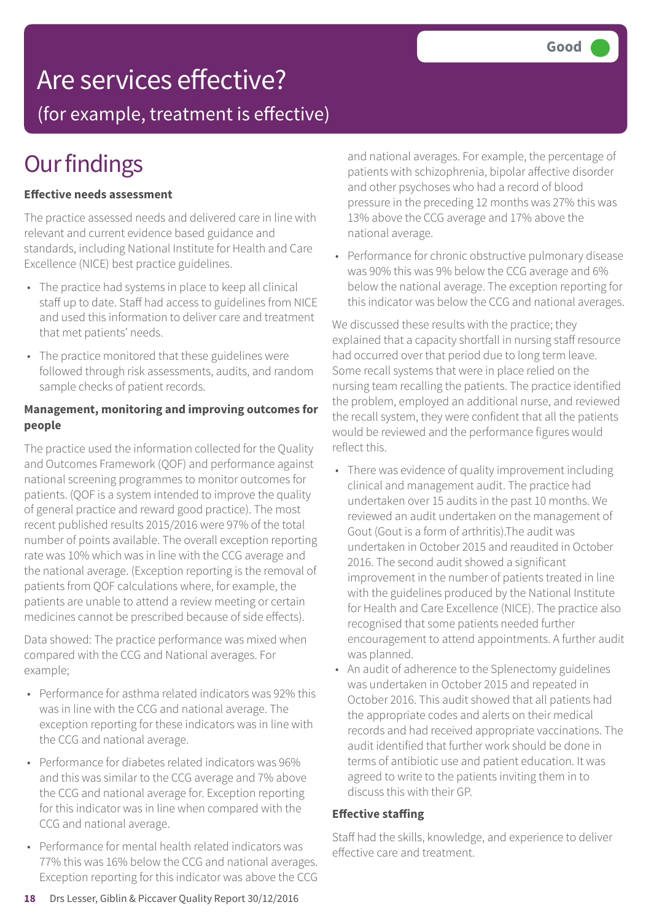# Are services effective?

(for example, treatment is effective)

**Good**

## Our findings

### Effective needs assessment

The practice assessed needs and delivered care in line with relevant and current evidence based guidance and standards, including National Institute for Health and Care Excellence (NICE) best practice guidelines.

- The practice had systems in place to keep all clinical staff up to date. Staff had access to guidelines from NICE and used this information to deliver care and treatment that met patients' needs.
- The practice monitored that these guidelines were followed through risk assessments, audits, and random sample checks of patient records.

### Management, monitoring and improving outcomes for people

The practice used the information collected for the Quality and Outcomes Framework (QOF) and performance against national screening programmes to monitor outcomes for patients. (QOF is a system intended to improve the quality of general practice and reward good practice). The most recent published results 2015/2016 were 97% of the total number of points available. The overall exception reporting rate was 10% which was in line with the CCG average and the national average. (Exception reporting is the removal of patients from QOF calculations where, for example, the patients are unable to attend a review meeting or certain medicines cannot be prescribed because of side effects).

Data showed: The practice performance was mixed when compared with the CCG and National averages. For example;

- Performance for asthma related indicators was 92% this was in line with the CCG and national average. The exception reporting for these indicators was in line with the CCG and national average.
- Performance for diabetes related indicators was 96% and this was similar to the CCG average and 7% above the CCG and national average for. Exception reporting for this indicator was in line when compared with the CCG and national average.
- Performance for mental health related indicators was 77% this was 16% below the CCG and national averages. Exception reporting for this indicator was above the CCG and national averages. For example, the percentage of patients with schizophrenia, bipolar affective disorder and other psychoses who had a record of blood pressure in the preceding 12 months was 27% this was 13% above the CCG average and 17% above the national average.
- Performance for chronic obstructive pulmonary disease was 90% this was 9% below the CCG average and 6% below the national average. The exception reporting for this indicator was below the CCG and national averages.

We discussed these results with the practice; they explained that a capacity shortfall in nursing staff resource had occurred over that period due to long term leave. Some recall systems that were in place relied on the nursing team recalling the patients. The practice identified the problem, employed an additional nurse, and reviewed the recall system, they were confident that all the patients would be reviewed and the performance figures would reflect this.

- There was evidence of quality improvement including clinical and management audit. The practice had undertaken over 15 audits in the past 10 months. We reviewed an audit undertaken on the management of Gout (Gout is a form of arthritis).The audit was undertaken in October 2015 and reaudited in October 2016. The second audit showed a significant improvement in the number of patients treated in line with the guidelines produced by the National Institute for Health and Care Excellence (NICE). The practice also recognised that some patients needed further encouragement to attend appointments. A further audit was planned.
- An audit of adherence to the Splenectomy guidelines was undertaken in October 2015 and repeated in October 2016. This audit showed that all patients had the appropriate codes and alerts on their medical records and had received appropriate vaccinations. The audit identified that further work should be done in terms of antibiotic use and patient education. It was agreed to write to the patients inviting them in to discuss this with their GP.

### Effective staffing

Staff had the skills, knowledge, and experience to deliver effective care and treatment.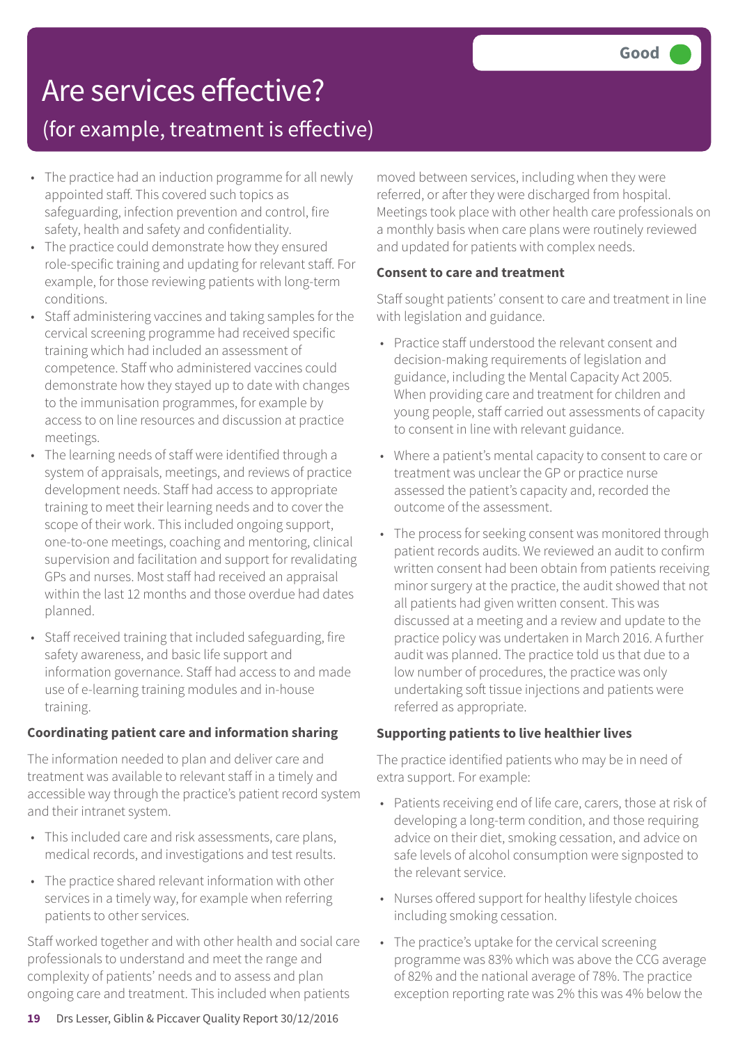# Are services effective?

## (for example, treatment is effective)

Good

- The practice had an induction programme for all newly appointed staff. This covered such topics as safeguarding, infection prevention and control, fire safety, health and safety and confidentiality.
- The practice could demonstrate how they ensured role-specific training and updating for relevant staff. For example, for those reviewing patients with long-term conditions.
- Staff administering vaccines and taking samples for the cervical screening programme had received specific training which had included an assessment of competence. Staff who administered vaccines could demonstrate how they stayed up to date with changes to the immunisation programmes, for example by access to on line resources and discussion at practice meetings.
- The learning needs of staff were identified through a system of appraisals, meetings, and reviews of practice development needs. Staff had access to appropriate training to meet their learning needs and to cover the scope of their work. This included ongoing support, one-to-one meetings, coaching and mentoring, clinical supervision and facilitation and support for revalidating GPs and nurses. Most staff had received an appraisal within the last 12 months and those overdue had dates planned.
- Staff received training that included safeguarding, fire safety awareness, and basic life support and information governance. Staff had access to and made use of e-learning training modules and in-house training.

**Coordinating patient care and information sharing**

The information needed to plan and deliver care and treatment was available to relevant staff in a timely and accessible way through the practice's patient record system and their intranet system.

- This included care and risk assessments, care plans, medical records, and investigations and test results.
- The practice shared relevant information with other services in a timely way, for example when referring patients to other services.

Staff worked together and with other health and social care professionals to understand and meet the range and complexity of patients' needs and to assess and plan ongoing care and treatment. This included when patients moved between services, including when they were referred, or after they were discharged from hospital. Meetings took place with other health care professionals on a monthly basis when care plans were routinely reviewed and updated for patients with complex needs.

**Consent to care and treatment**

Staff sought patients' consent to care and treatment in line with legislation and guidance.

- Practice staff understood the relevant consent and decision-making requirements of legislation and guidance, including the Mental Capacity Act 2005. When providing care and treatment for children and young people, staff carried out assessments of capacity to consent in line with relevant guidance.
- Where a patient's mental capacity to consent to care or treatment was unclear the GP or practice nurse assessed the patient's capacity and, recorded the outcome of the assessment.
- The process for seeking consent was monitored through patient records audits. We reviewed an audit to confirm written consent had been obtain from patients receiving minor surgery at the practice, the audit showed that not all patients had given written consent. This was discussed at a meeting and a review and update to the practice policy was undertaken in March 2016. A further audit was planned. The practice told us that due to a low number of procedures, the practice was only undertaking soft tissue injections and patients were referred as appropriate.

**Supporting patients to live healthier lives**

The practice identified patients who may be in need of extra support. For example:

- Patients receiving end of life care, carers, those at risk of developing a long-term condition, and those requiring advice on their diet, smoking cessation, and advice on safe levels of alcohol consumption were signposted to the relevant service.
- Nurses offered support for healthy lifestyle choices including smoking cessation.
- The practice's uptake for the cervical screening programme was 83% which was above the CCG average of 82% and the national average of 78%. The practice exception reporting rate was 2% this was 4% below the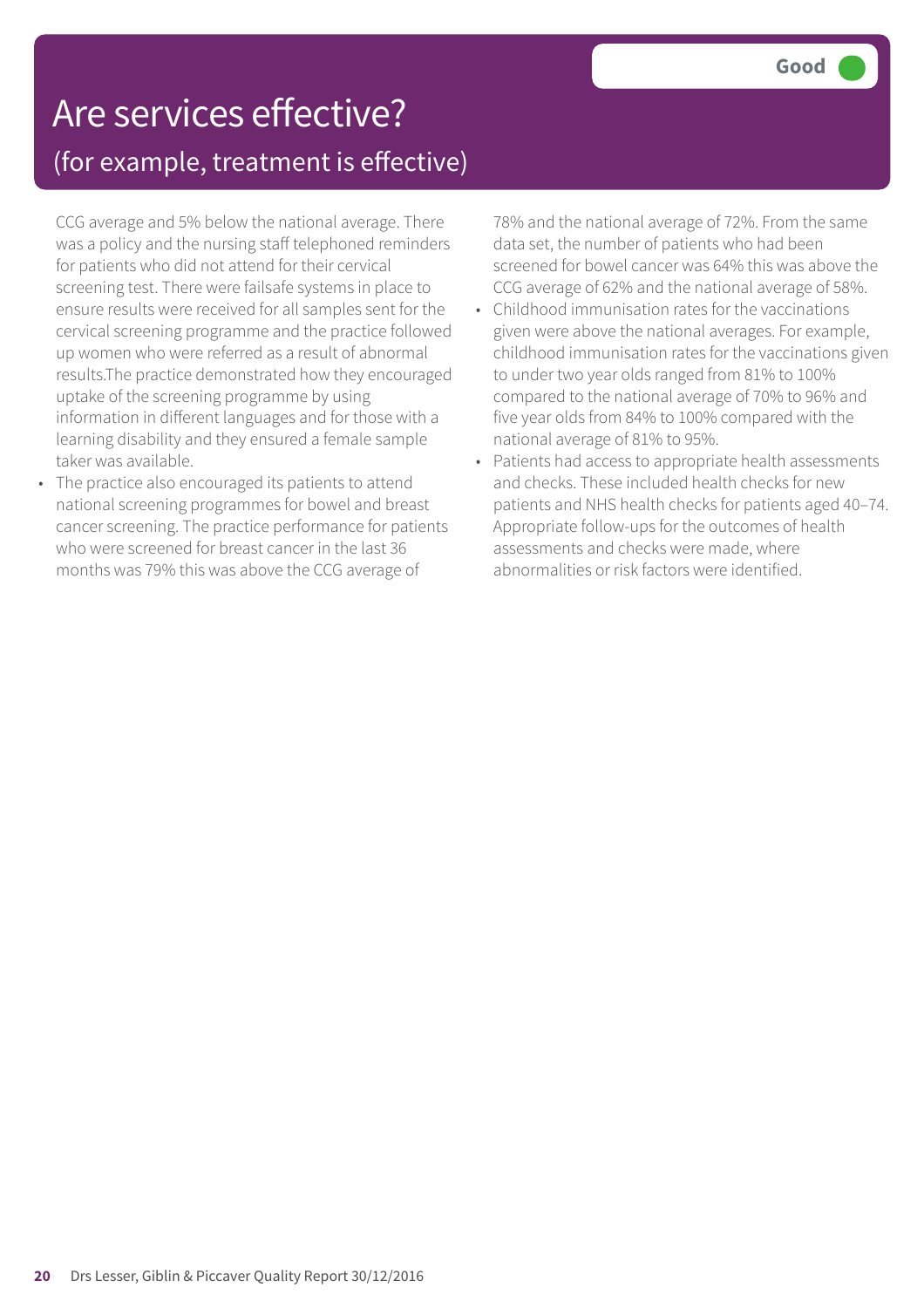# Are services effective?

## (for example, treatment is effective)

Good

CCG average and 5% below the national average. There was a policy and the nursing staff telephoned reminders for patients who did not attend for their cervical screening test. There were failsafe systems in place to ensure results were received for all samples sent for the cervical screening programme and the practice followed up women who were referred as a result of abnormal results.The practice demonstrated how they encouraged uptake of the screening programme by using information in different languages and for those with a learning disability and they ensured a female sample taker was available.

- The practice also encouraged its patients to attend national screening programmes for bowel and breast cancer screening. The practice performance for patients who were screened for breast cancer in the last 36 months was 79% this was above the CCG average of 78% and the national average of 72%. From the same data set, the number of patients who had been screened for bowel cancer was 64% this was above the CCG average of 62% and the national average of 58%.
- Childhood immunisation rates for the vaccinations given were above the national averages. For example, childhood immunisation rates for the vaccinations given to under two year olds ranged from 81% to 100% compared to the national average of 70% to 96% and five year olds from 84% to 100% compared with the national average of 81% to 95%.
- Patients had access to appropriate health assessments and checks. These included health checks for new patients and NHS health checks for patients aged 40–74. Appropriate follow-ups for the outcomes of health assessments and checks were made, where abnormalities or risk factors were identified.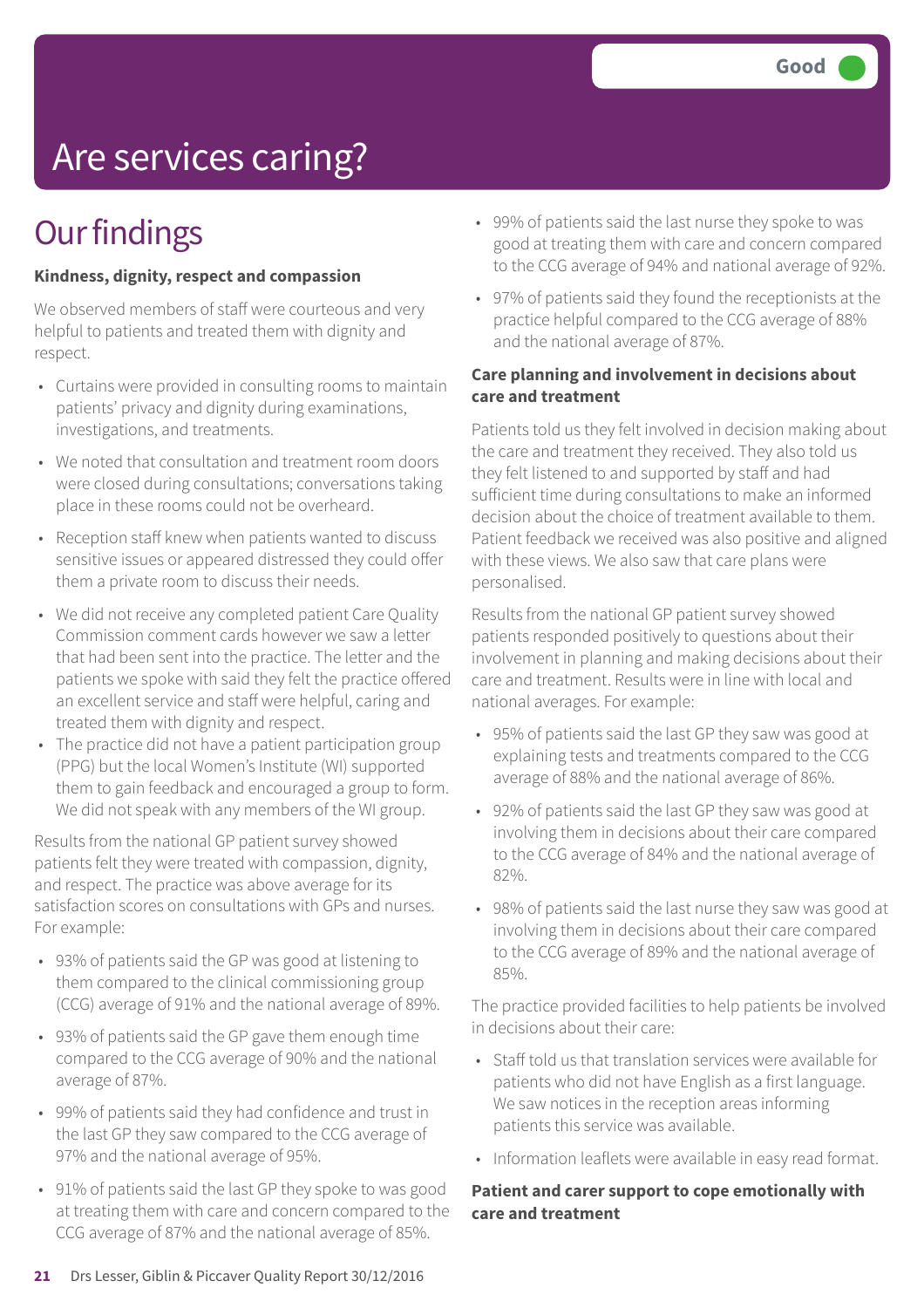Good

# Are services caring?

## Our findings

**Kindness, dignity, respect and compassion**

We observed members of staff were courteous and very helpful to patients and treated them with dignity and respect.

- Curtains were provided in consulting rooms to maintain patients' privacy and dignity during examinations, investigations, and treatments.
- We noted that consultation and treatment room doors were closed during consultations; conversations taking place in these rooms could not be overheard.
- Reception staff knew when patients wanted to discuss sensitive issues or appeared distressed they could offer them a private room to discuss their needs.
- We did not receive any completed patient Care Quality Commission comment cards however we saw a letter that had been sent into the practice. The letter and the patients we spoke with said they felt the practice offered an excellent service and staff were helpful, caring and treated them with dignity and respect.
- The practice did not have a patient participation group (PPG) but the local Women's Institute (WI) supported them to gain feedback and encouraged a group to form. We did not speak with any members of the WI group.

Results from the national GP patient survey showed patients felt they were treated with compassion, dignity, and respect. The practice was above average for its satisfaction scores on consultations with GPs and nurses. For example:

- 93% of patients said the GP was good at listening to them compared to the clinical commissioning group (CCG) average of 91% and the national average of 89%.
- 93% of patients said the GP gave them enough time compared to the CCG average of 90% and the national average of 87%.
- 99% of patients said they had confidence and trust in the last GP they saw compared to the CCG average of 97% and the national average of 95%.
- 91% of patients said the last GP they spoke to was good at treating them with care and concern compared to the CCG average of 87% and the national average of 85%.
- 99% of patients said the last nurse they spoke to was good at treating them with care and concern compared to the CCG average of 94% and national average of 92%.
- 97% of patients said they found the receptionists at the practice helpful compared to the CCG average of 88% and the national average of 87%.

**Care planning and involvement in decisions about care and treatment**

Patients told us they felt involved in decision making about the care and treatment they received. They also told us they felt listened to and supported by staff and had sufficient time during consultations to make an informed decision about the choice of treatment available to them. Patient feedback we received was also positive and aligned with these views. We also saw that care plans were personalised.

Results from the national GP patient survey showed patients responded positively to questions about their involvement in planning and making decisions about their care and treatment. Results were in line with local and national averages. For example:

- 95% of patients said the last GP they saw was good at explaining tests and treatments compared to the CCG average of 88% and the national average of 86%.
- 92% of patients said the last GP they saw was good at involving them in decisions about their care compared to the CCG average of 84% and the national average of 82%.
- 98% of patients said the last nurse they saw was good at involving them in decisions about their care compared to the CCG average of 89% and the national average of 85%.

The practice provided facilities to help patients be involved in decisions about their care:

- Staff told us that translation services were available for patients who did not have English as a first language. We saw notices in the reception areas informing patients this service was available.
- Information leaflets were available in easy read format.

**Patient and carer support to cope emotionally with care and treatment**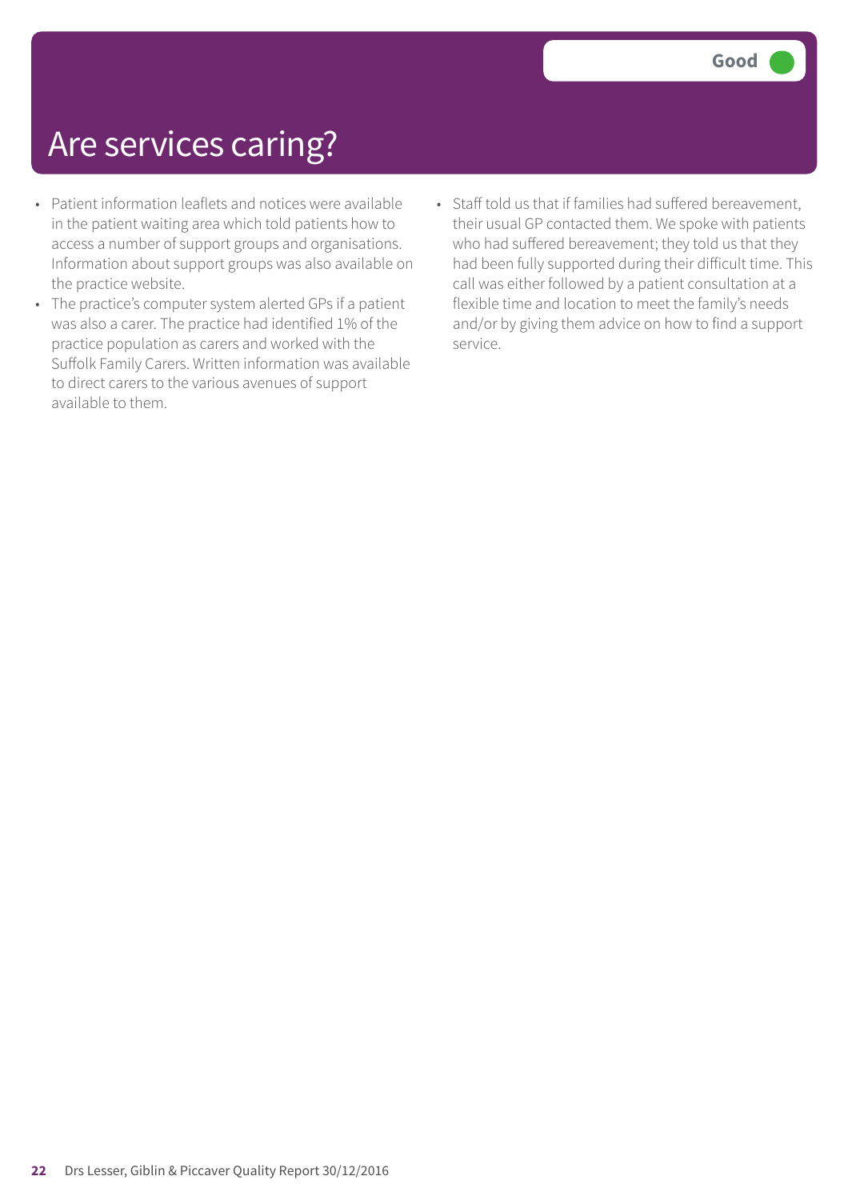# Are services caring?

**Good**

- Patient information leaflets and notices were available in the patient waiting area which told patients how to access a number of support groups and organisations. Information about support groups was also available on the practice website.
- The practice's computer system alerted GPs if a patient was also a carer. The practice had identified 1% of the practice population as carers and worked with the Suffolk Family Carers. Written information was available to direct carers to the various avenues of support available to them.
- Staff told us that if families had suffered bereavement, their usual GP contacted them. We spoke with patients who had suffered bereavement; they told us that they had been fully supported during their difficult time. This call was either followed by a patient consultation at a flexible time and location to meet the family's needs and/or by giving them advice on how to find a support service.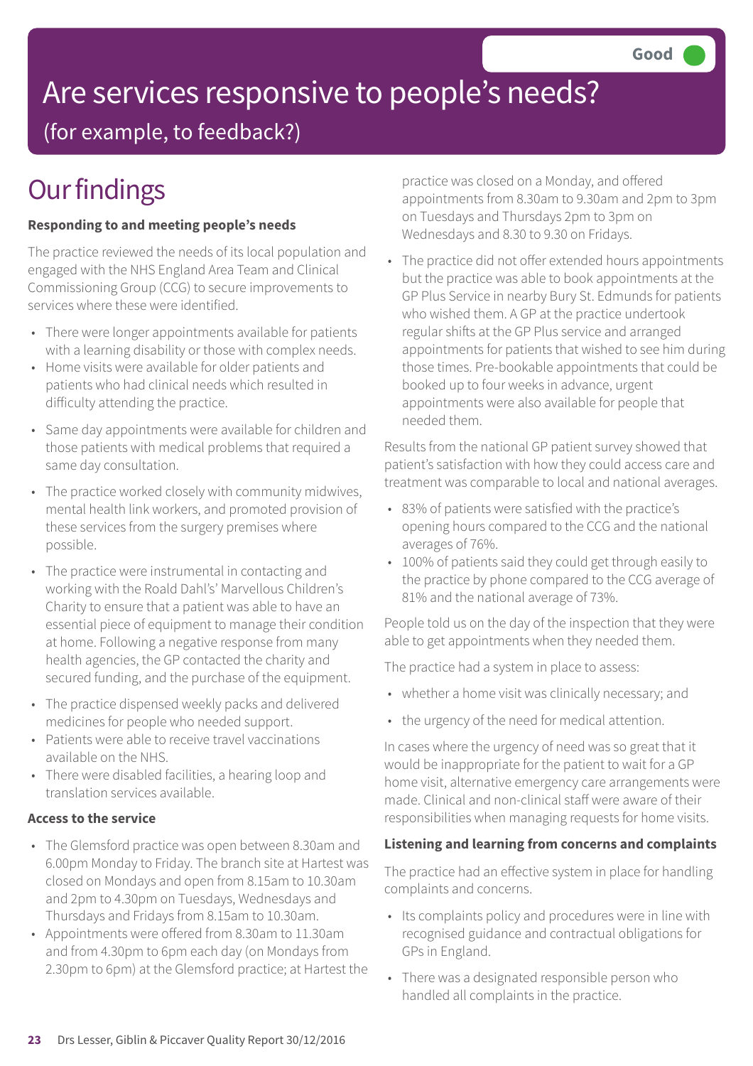Good

# Are services responsive to people's needs?

(for example, to feedback?)

## Our findings

**Responding to and meeting people's needs**

The practice reviewed the needs of its local population and engaged with the NHS England Area Team and Clinical Commissioning Group (CCG) to secure improvements to services where these were identified.

- There were longer appointments available for patients with a learning disability or those with complex needs.
- Home visits were available for older patients and patients who had clinical needs which resulted in difficulty attending the practice.
- Same day appointments were available for children and those patients with medical problems that required a same day consultation.
- The practice worked closely with community midwives, mental health link workers, and promoted provision of these services from the surgery premises where possible.
- The practice were instrumental in contacting and working with the Roald Dahl's' Marvellous Children's Charity to ensure that a patient was able to have an essential piece of equipment to manage their condition at home. Following a negative response from many health agencies, the GP contacted the charity and secured funding, and the purchase of the equipment.
- The practice dispensed weekly packs and delivered medicines for people who needed support.
- Patients were able to receive travel vaccinations available on the NHS.
- There were disabled facilities, a hearing loop and translation services available.

**Access to the service**

- The Glemsford practice was open between 8.30am and 6.00pm Monday to Friday. The branch site at Hartest was closed on Mondays and open from 8.15am to 10.30am and 2pm to 4.30pm on Tuesdays, Wednesdays and Thursdays and Fridays from 8.15am to 10.30am.
- Appointments were offered from 8.30am to 11.30am and from 4.30pm to 6pm each day (on Mondays from 2.30pm to 6pm) at the Glemsford practice; at Hartest the practice was closed on a Monday, and offered appointments from 8.30am to 9.30am and 2pm to 3pm on Tuesdays and Thursdays 2pm to 3pm on Wednesdays and 8.30 to 9.30 on Fridays.
- The practice did not offer extended hours appointments but the practice was able to book appointments at the GP Plus Service in nearby Bury St. Edmunds for patients who wished them. A GP at the practice undertook regular shifts at the GP Plus service and arranged appointments for patients that wished to see him during those times. Pre-bookable appointments that could be booked up to four weeks in advance, urgent appointments were also available for people that needed them.

Results from the national GP patient survey showed that patient's satisfaction with how they could access care and treatment was comparable to local and national averages.

- 83% of patients were satisfied with the practice's opening hours compared to the CCG and the national averages of 76%.
- 100% of patients said they could get through easily to the practice by phone compared to the CCG average of 81% and the national average of 73%.

People told us on the day of the inspection that they were able to get appointments when they needed them.

The practice had a system in place to assess:

- whether a home visit was clinically necessary; and
- the urgency of the need for medical attention.

In cases where the urgency of need was so great that it would be inappropriate for the patient to wait for a GP home visit, alternative emergency care arrangements were made. Clinical and non-clinical staff were aware of their responsibilities when managing requests for home visits.

**Listening and learning from concerns and complaints**

The practice had an effective system in place for handling complaints and concerns.

- Its complaints policy and procedures were in line with recognised guidance and contractual obligations for GPs in England.
- There was a designated responsible person who handled all complaints in the practice.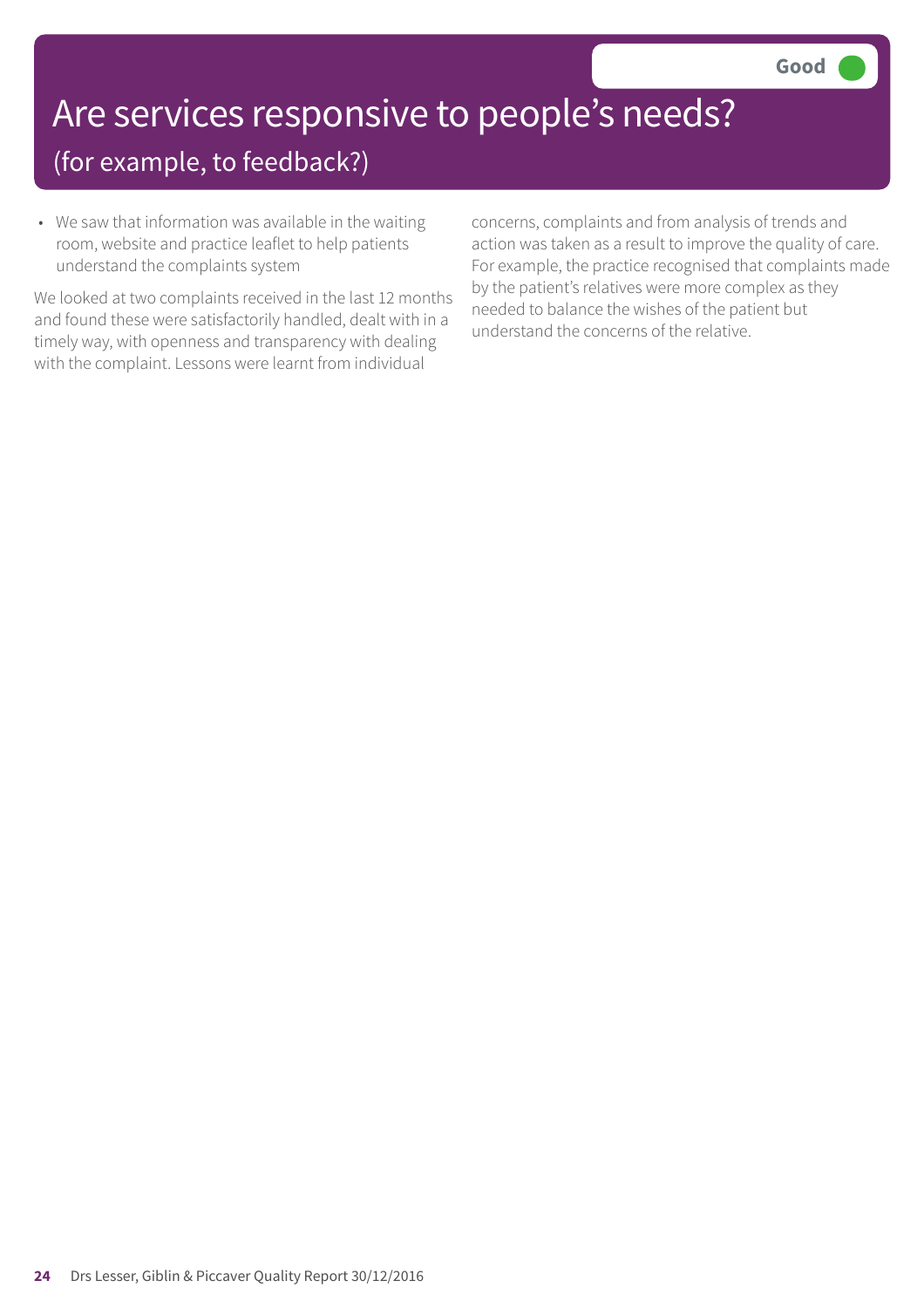# Are services responsive to people's needs?

## (for example, to feedback?)

**Good**

- We saw that information was available in the waiting room, website and practice leaflet to help patients understand the complaints system

We looked at two complaints received in the last 12 months and found these were satisfactorily handled, dealt with in a timely way, with openness and transparency with dealing with the complaint. Lessons were learnt from individual concerns, complaints and from analysis of trends and action was taken as a result to improve the quality of care. For example, the practice recognised that complaints made by the patient's relatives were more complex as they needed to balance the wishes of the patient but understand the concerns of the relative.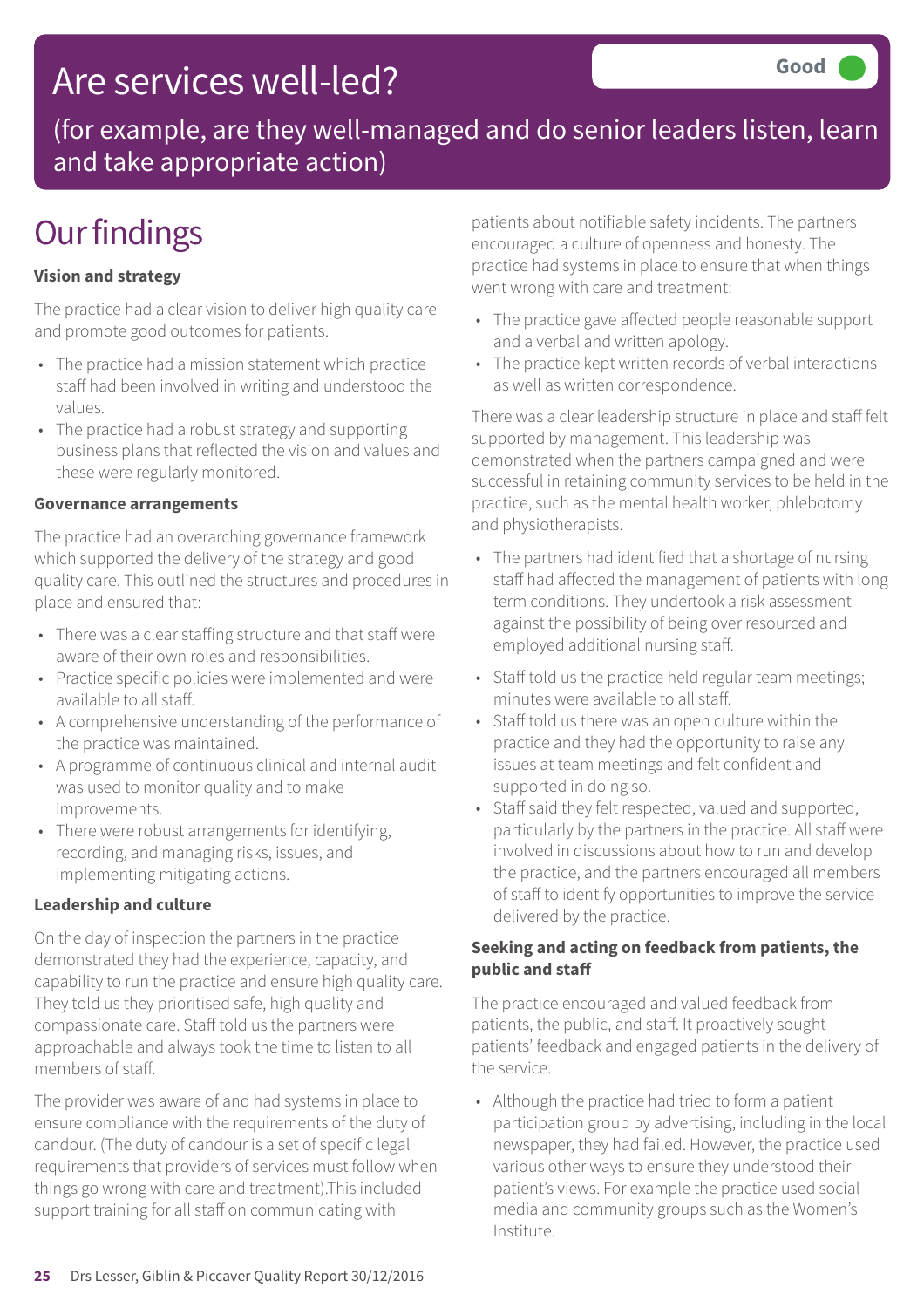# Are services well-led?

Good

(for example, are they well-managed and do senior leaders listen, learn and take appropriate action)

## Our findings

**Vision and strategy**

The practice had a clear vision to deliver high quality care and promote good outcomes for patients.

- The practice had a mission statement which practice staff had been involved in writing and understood the values.
- The practice had a robust strategy and supporting business plans that reflected the vision and values and these were regularly monitored.

**Governance arrangements**

The practice had an overarching governance framework which supported the delivery of the strategy and good quality care. This outlined the structures and procedures in place and ensured that:

- There was a clear staffing structure and that staff were aware of their own roles and responsibilities.
- Practice specific policies were implemented and were available to all staff.
- A comprehensive understanding of the performance of the practice was maintained.
- A programme of continuous clinical and internal audit was used to monitor quality and to make improvements.
- There were robust arrangements for identifying, recording, and managing risks, issues, and implementing mitigating actions.

**Leadership and culture**

On the day of inspection the partners in the practice demonstrated they had the experience, capacity, and capability to run the practice and ensure high quality care. They told us they prioritised safe, high quality and compassionate care. Staff told us the partners were approachable and always took the time to listen to all members of staff.

The provider was aware of and had systems in place to ensure compliance with the requirements of the duty of candour. (The duty of candour is a set of specific legal requirements that providers of services must follow when things go wrong with care and treatment).This included support training for all staff on communicating with patients about notifiable safety incidents. The partners encouraged a culture of openness and honesty. The practice had systems in place to ensure that when things went wrong with care and treatment:

- The practice gave affected people reasonable support and a verbal and written apology.
- The practice kept written records of verbal interactions as well as written correspondence.

There was a clear leadership structure in place and staff felt supported by management. This leadership was demonstrated when the partners campaigned and were successful in retaining community services to be held in the practice, such as the mental health worker, phlebotomy and physiotherapists.

- The partners had identified that a shortage of nursing staff had affected the management of patients with long term conditions. They undertook a risk assessment against the possibility of being over resourced and employed additional nursing staff.
- Staff told us the practice held regular team meetings; minutes were available to all staff.
- Staff told us there was an open culture within the practice and they had the opportunity to raise any issues at team meetings and felt confident and supported in doing so.
- Staff said they felt respected, valued and supported, particularly by the partners in the practice. All staff were involved in discussions about how to run and develop the practice, and the partners encouraged all members of staff to identify opportunities to improve the service delivered by the practice.

**Seeking and acting on feedback from patients, the public and staff**

The practice encouraged and valued feedback from patients, the public, and staff. It proactively sought patients' feedback and engaged patients in the delivery of the service.

- Although the practice had tried to form a patient participation group by advertising, including in the local newspaper, they had failed. However, the practice used various other ways to ensure they understood their patient's views. For example the practice used social media and community groups such as the Women's Institute.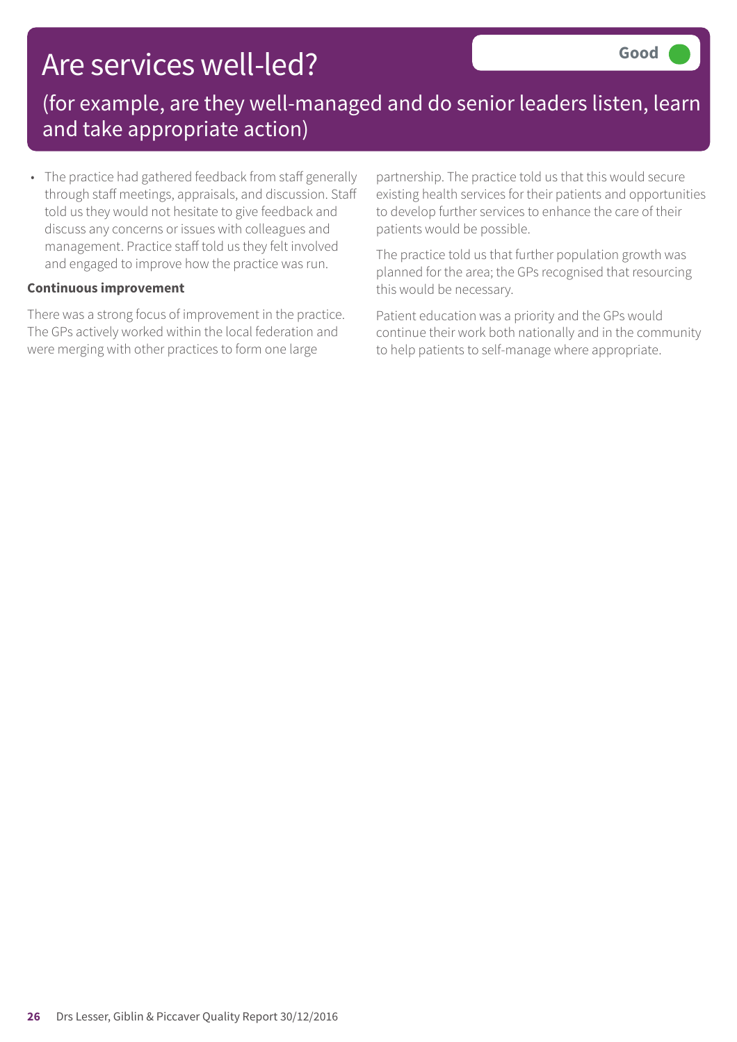# Are services well-led?

Good

(for example, are they well-managed and do senior leaders listen, learn and take appropriate action)

- The practice had gathered feedback from staff generally through staff meetings, appraisals, and discussion. Staff told us they would not hesitate to give feedback and discuss any concerns or issues with colleagues and management. Practice staff told us they felt involved and engaged to improve how the practice was run.

**Continuous improvement**

There was a strong focus of improvement in the practice. The GPs actively worked within the local federation and were merging with other practices to form one large partnership. The practice told us that this would secure existing health services for their patients and opportunities to develop further services to enhance the care of their patients would be possible.

The practice told us that further population growth was planned for the area; the GPs recognised that resourcing this would be necessary.

Patient education was a priority and the GPs would continue their work both nationally and in the community to help patients to self-manage where appropriate.